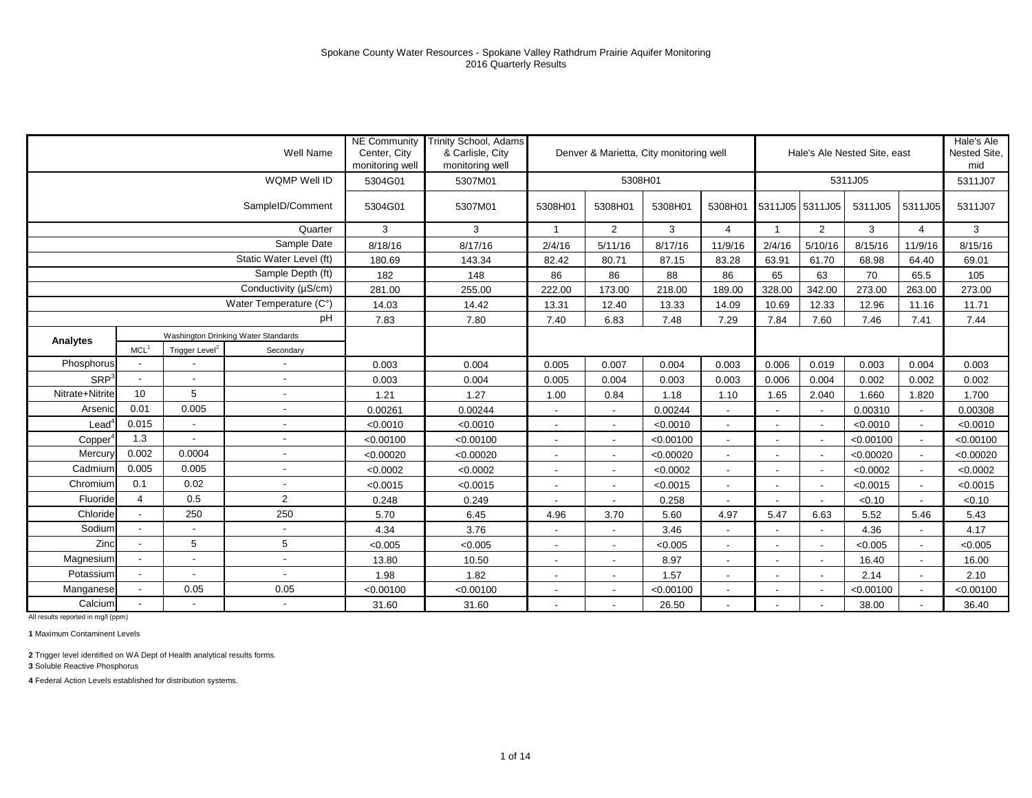Spokane County Water Resources - Spokane Valley Rathdrum Prairie Aquifer Monitoring
2016 Quarterly Results

| | | | Well Name | NE Community Center, City monitoring well | Trinity School, Adams & Carlisle, City monitoring well | Denver & Marietta, City monitoring well | | | | Hale's Ale Nested Site, east | | | | Hale's Ale Nested Site, mid |
|---|---|---|---|---|---|---|---|---|---|---|---|---|---|---|
| | | | WQMP Well ID | 5304G01 | 5307M01 | 5308H01 | | | | 5311J05 | | | | 5311J07 |
| | | | SampleID/Comment | 5304G01 | 5307M01 | 5308H01 | 5308H01 | 5308H01 | 5308H01 | 5311J05 | 5311J05 | 5311J05 | 5311J05 | 5311J07 |
| | | | Quarter | 3 | 3 | 1 | 2 | 3 | 4 | 1 | 2 | 3 | 4 | 3 |
| | | | Sample Date | 8/18/16 | 8/17/16 | 2/4/16 | 5/11/16 | 8/17/16 | 11/9/16 | 2/4/16 | 5/10/16 | 8/15/16 | 11/9/16 | 8/15/16 |
| | | | Static Water Level (ft) | 180.69 | 143.34 | 82.42 | 80.71 | 87.15 | 83.28 | 63.91 | 61.70 | 68.98 | 64.40 | 69.01 |
| | | | Sample Depth (ft) | 182 | 148 | 86 | 86 | 88 | 86 | 65 | 63 | 70 | 65.5 | 105 |
| | | | Conductivity (µS/cm) | 281.00 | 255.00 | 222.00 | 173.00 | 218.00 | 189.00 | 328.00 | 342.00 | 273.00 | 263.00 | 273.00 |
| | | | Water Temperature (C°) | 14.03 | 14.42 | 13.31 | 12.40 | 13.33 | 14.09 | 10.69 | 12.33 | 12.96 | 11.16 | 11.71 |
| | | | pH | 7.83 | 7.80 | 7.40 | 6.83 | 7.48 | 7.29 | 7.84 | 7.60 | 7.46 | 7.41 | 7.44 |
| **Analytes** | Washington Drinking Water Standards | | | | | | | | | | | | | |
| | MCL[1] | Trigger Level[2] | Secondary | | | | | | | | | | | |
| Phosphorus | - | - | - | 0.003 | 0.004 | 0.005 | 0.007 | 0.004 | 0.003 | 0.006 | 0.019 | 0.003 | 0.004 | 0.003 |
| SRP[3] | - | - | - | 0.003 | 0.004 | 0.005 | 0.004 | 0.003 | 0.003 | 0.006 | 0.004 | 0.002 | 0.002 | 0.002 |
| Nitrate+Nitrite | 10 | 5 | - | 1.21 | 1.27 | 1.00 | 0.84 | 1.18 | 1.10 | 1.65 | 2.040 | 1.660 | 1.820 | 1.700 |
| Arsenic | 0.01 | 0.005 | - | 0.00261 | 0.00244 | - | - | 0.00244 | - | - | - | 0.00310 | - | 0.00308 |
| Lead[4] | 0.015 | - | - | <0.0010 | <0.0010 | - | - | <0.0010 | - | - | - | <0.0010 | - | <0.0010 |
| Copper[4] | 1.3 | - | - | <0.00100 | <0.00100 | - | - | <0.00100 | - | - | - | <0.00100 | - | <0.00100 |
| Mercury | 0.002 | 0.0004 | - | <0.00020 | <0.00020 | - | - | <0.00020 | - | - | - | <0.00020 | - | <0.00020 |
| Cadmium | 0.005 | 0.005 | - | <0.0002 | <0.0002 | - | - | <0.0002 | - | - | - | <0.0002 | - | <0.0002 |
| Chromium | 0.1 | 0.02 | - | <0.0015 | <0.0015 | - | - | <0.0015 | - | - | - | <0.0015 | - | <0.0015 |
| Fluoride | 4 | 0.5 | 2 | 0.248 | 0.249 | - | - | 0.258 | - | - | - | <0.10 | - | <0.10 |
| Chloride | - | 250 | 250 | 5.70 | 6.45 | 4.96 | 3.70 | 5.60 | 4.97 | 5.47 | 6.63 | 5.52 | 5.46 | 5.43 |
| Sodium | - | - | - | 4.34 | 3.76 | - | - | 3.46 | - | - | - | 4.36 | - | 4.17 |
| Zinc | - | 5 | 5 | <0.005 | <0.005 | - | - | <0.005 | - | - | - | <0.005 | - | <0.005 |
| Magnesium | - | - | - | 13.80 | 10.50 | - | - | 8.97 | - | - | - | 16.40 | - | 16.00 |
| Potassium | - | - | - | 1.98 | 1.82 | - | - | 1.57 | - | - | - | 2.14 | - | 2.10 |
| Manganese | - | 0.05 | 0.05 | <0.00100 | <0.00100 | - | - | <0.00100 | - | - | - | <0.00100 | - | <0.00100 |
| Calcium | - | - | - | 31.60 | 31.60 | - | - | 26.50 | - | - | - | 38.00 | - | 36.40 |

All results reported in mg/l (ppm)

**1** Maximum Contaminent Levels

**2** Trigger level identified on WA Dept of Health analytical results forms.
**3** Soluble Reactive Phosphorus

**4** Federal Action Levels established for distribution systems.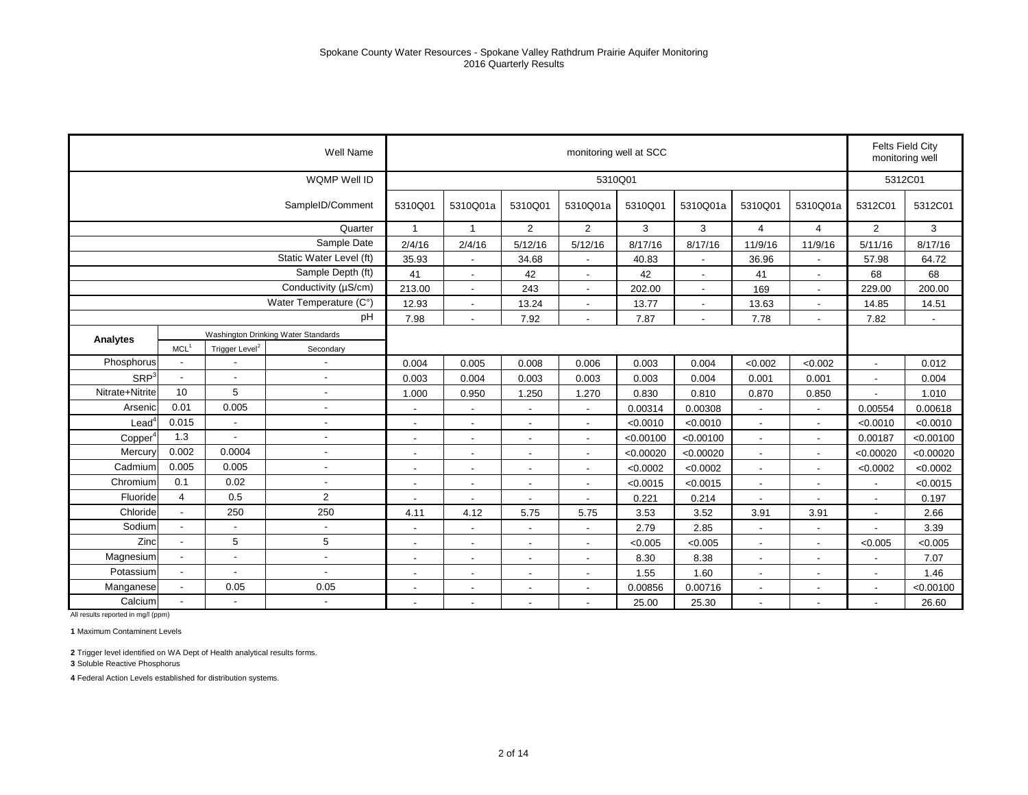Spokane County Water Resources - Spokane Valley Rathdrum Prairie Aquifer Monitoring
2016 Quarterly Results

| Well Name | | | | monitoring well at SCC | | | | | | | | Felts Field City monitoring well | |
|---|---|---|---|---|---|---|---|---|---|---|---|---|---|
| WQMP Well ID | | | | 5310Q01 | | | | | | | | 5312C01 | |
| SampleID/Comment | | | | 5310Q01 | 5310Q01a | 5310Q01 | 5310Q01a | 5310Q01 | 5310Q01a | 5310Q01 | 5310Q01a | 5312C01 | 5312C01 |
| Quarter | | | | 1 | 1 | 2 | 2 | 3 | 3 | 4 | 4 | 2 | 3 |
| Sample Date | | | | 2/4/16 | 2/4/16 | 5/12/16 | 5/12/16 | 8/17/16 | 8/17/16 | 11/9/16 | 11/9/16 | 5/11/16 | 8/17/16 |
| Static Water Level (ft) | | | | 35.93 | - | 34.68 | - | 40.83 | - | 36.96 | - | 57.98 | 64.72 |
| Sample Depth (ft) | | | | 41 | - | 42 | - | 42 | - | 41 | - | 68 | 68 |
| Conductivity (µS/cm) | | | | 213.00 | - | 243 | - | 202.00 | - | 169 | - | 229.00 | 200.00 |
| Water Temperature (C°) | | | | 12.93 | - | 13.24 | - | 13.77 | - | 13.63 | - | 14.85 | 14.51 |
| pH | | | | 7.98 | - | 7.92 | - | 7.87 | - | 7.78 | - | 7.82 | - |
| Analytes | Washington Drinking Water Standards | | | | | | | | | | | | |
| | MCL[1] | Trigger Level[2] | Secondary | | | | | | | | | | |
| Phosphorus | - | - | - | 0.004 | 0.005 | 0.008 | 0.006 | 0.003 | 0.004 | <0.002 | <0.002 | - | 0.012 |
| SRP[3] | - | - | - | 0.003 | 0.004 | 0.003 | 0.003 | 0.003 | 0.004 | 0.001 | 0.001 | - | 0.004 |
| Nitrate+Nitrite | 10 | 5 | - | 1.000 | 0.950 | 1.250 | 1.270 | 0.830 | 0.810 | 0.870 | 0.850 | - | 1.010 |
| Arsenic | 0.01 | 0.005 | - | - | - | - | - | 0.00314 | 0.00308 | - | - | 0.00554 | 0.00618 |
| Lead[4] | 0.015 | - | - | - | - | - | - | <0.0010 | <0.0010 | - | - | <0.0010 | <0.0010 |
| Copper[4] | 1.3 | - | - | - | - | - | - | <0.00100 | <0.00100 | - | - | 0.00187 | <0.00100 |
| Mercury | 0.002 | 0.0004 | - | - | - | - | - | <0.00020 | <0.00020 | - | - | <0.00020 | <0.00020 |
| Cadmium | 0.005 | 0.005 | - | - | - | - | - | <0.0002 | <0.0002 | - | - | <0.0002 | <0.0002 |
| Chromium | 0.1 | 0.02 | - | - | - | - | - | <0.0015 | <0.0015 | - | - | - | <0.0015 |
| Fluoride | 4 | 0.5 | 2 | - | - | - | - | 0.221 | 0.214 | - | - | - | 0.197 |
| Chloride | - | 250 | 250 | 4.11 | 4.12 | 5.75 | 5.75 | 3.53 | 3.52 | 3.91 | 3.91 | - | 2.66 |
| Sodium | - | - | - | - | - | - | - | 2.79 | 2.85 | - | - | - | 3.39 |
| Zinc | - | 5 | 5 | - | - | - | - | <0.005 | <0.005 | - | - | <0.005 | <0.005 |
| Magnesium | - | - | - | - | - | - | - | 8.30 | 8.38 | - | - | - | 7.07 |
| Potassium | - | - | - | - | - | - | - | 1.55 | 1.60 | - | - | - | 1.46 |
| Manganese | - | 0.05 | 0.05 | - | - | - | - | 0.00856 | 0.00716 | - | - | - | <0.00100 |
| Calcium | - | - | - | - | - | - | - | 25.00 | 25.30 | - | - | - | 26.60 |

All results reported in mg/l (ppm)

**1** Maximum Contaminent Levels

**2** Trigger level identified on WA Dept of Health analytical results forms.
**3** Soluble Reactive Phosphorus

**4** Federal Action Levels established for distribution systems.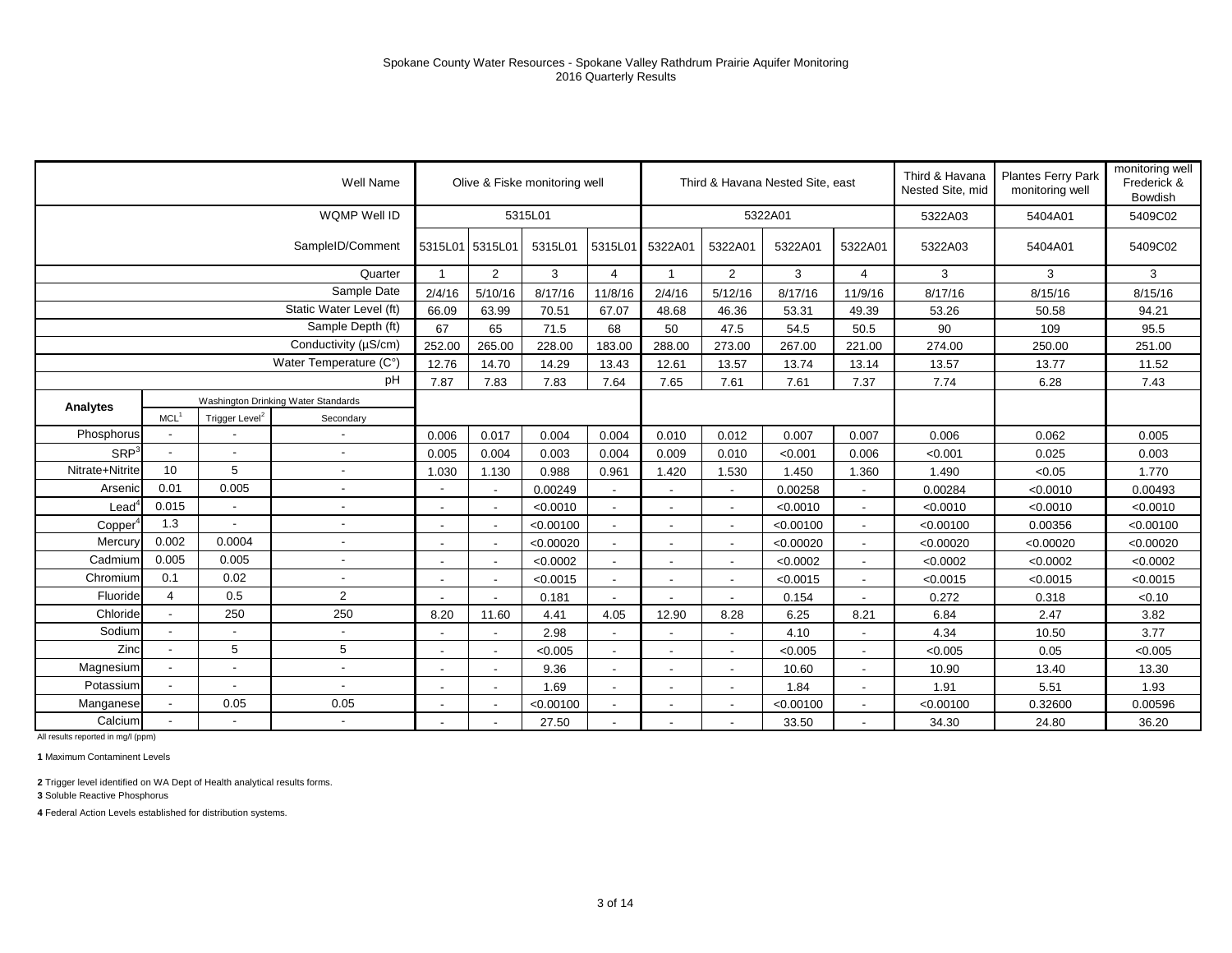Spokane County Water Resources - Spokane Valley Rathdrum Prairie Aquifer Monitoring
2016 Quarterly Results

| Well Name | | | | Olive & Fiske monitoring well | | | | Third & Havana Nested Site, east | | | | Third & Havana Nested Site, mid | Plantes Ferry Park monitoring well | monitoring well Frederick & Bowdish |
|---|---|---|---|---|---|---|---|---|---|---|---|---|---|---|
| WQMP Well ID | | | | 5315L01 | | | | 5322A01 | | | | 5322A03 | 5404A01 | 5409C02 |
| SampleID/Comment | | | | 5315L01 | 5315L01 | 5315L01 | 5315L01 | 5322A01 | 5322A01 | 5322A01 | 5322A01 | 5322A03 | 5404A01 | 5409C02 |
| Quarter | | | | 1 | 2 | 3 | 4 | 1 | 2 | 3 | 4 | 3 | 3 | 3 |
| Sample Date | | | | 2/4/16 | 5/10/16 | 8/17/16 | 11/8/16 | 2/4/16 | 5/12/16 | 8/17/16 | 11/9/16 | 8/17/16 | 8/15/16 | 8/15/16 |
| Static Water Level (ft) | | | | 66.09 | 63.99 | 70.51 | 67.07 | 48.68 | 46.36 | 53.31 | 49.39 | 53.26 | 50.58 | 94.21 |
| Sample Depth (ft) | | | | 67 | 65 | 71.5 | 68 | 50 | 47.5 | 54.5 | 50.5 | 90 | 109 | 95.5 |
| Conductivity (µS/cm) | | | | 252.00 | 265.00 | 228.00 | 183.00 | 288.00 | 273.00 | 267.00 | 221.00 | 274.00 | 250.00 | 251.00 |
| Water Temperature (C°) | | | | 12.76 | 14.70 | 14.29 | 13.43 | 12.61 | 13.57 | 13.74 | 13.14 | 13.57 | 13.77 | 11.52 |
| pH | | | | 7.87 | 7.83 | 7.83 | 7.64 | 7.65 | 7.61 | 7.61 | 7.37 | 7.74 | 6.28 | 7.43 |
| Analytes | Washington Drinking Water Standards | | | | | | | | | | | | | |
| | MCL[1] | Trigger Level[2] | Secondary | | | | | | | | | | | |
| Phosphorus | - | - | - | 0.006 | 0.017 | 0.004 | 0.004 | 0.010 | 0.012 | 0.007 | 0.007 | 0.006 | 0.062 | 0.005 |
| SRP[3] | - | - | - | 0.005 | 0.004 | 0.003 | 0.004 | 0.009 | 0.010 | <0.001 | 0.006 | <0.001 | 0.025 | 0.003 |
| Nitrate+Nitrite | 10 | 5 | - | 1.030 | 1.130 | 0.988 | 0.961 | 1.420 | 1.530 | 1.450 | 1.360 | 1.490 | <0.05 | 1.770 |
| Arsenic | 0.01 | 0.005 | - | - | - | 0.00249 | - | - | - | 0.00258 | - | 0.00284 | <0.0010 | 0.00493 |
| Lead[4] | 0.015 | - | - | - | - | <0.0010 | - | - | - | <0.0010 | - | <0.0010 | <0.0010 | <0.0010 |
| Copper[4] | 1.3 | - | - | - | - | <0.00100 | - | - | - | <0.00100 | - | <0.00100 | 0.00356 | <0.00100 |
| Mercury | 0.002 | 0.0004 | - | - | - | <0.00020 | - | - | - | <0.00020 | - | <0.00020 | <0.00020 | <0.00020 |
| Cadmium | 0.005 | 0.005 | - | - | - | <0.0002 | - | - | - | <0.0002 | - | <0.0002 | <0.0002 | <0.0002 |
| Chromium | 0.1 | 0.02 | - | - | - | <0.0015 | - | - | - | <0.0015 | - | <0.0015 | <0.0015 | <0.0015 |
| Fluoride | 4 | 0.5 | 2 | - | - | 0.181 | - | - | - | 0.154 | - | 0.272 | 0.318 | <0.10 |
| Chloride | - | 250 | 250 | 8.20 | 11.60 | 4.41 | 4.05 | 12.90 | 8.28 | 6.25 | 8.21 | 6.84 | 2.47 | 3.82 |
| Sodium | - | - | - | - | - | 2.98 | - | - | - | 4.10 | - | 4.34 | 10.50 | 3.77 |
| Zinc | - | 5 | 5 | - | - | <0.005 | - | - | - | <0.005 | - | <0.005 | 0.05 | <0.005 |
| Magnesium | - | - | - | - | - | 9.36 | - | - | - | 10.60 | - | 10.90 | 13.40 | 13.30 |
| Potassium | - | - | - | - | - | 1.69 | - | - | - | 1.84 | - | 1.91 | 5.51 | 1.93 |
| Manganese | - | 0.05 | 0.05 | - | - | <0.00100 | - | - | - | <0.00100 | - | <0.00100 | 0.32600 | 0.00596 |
| Calcium | - | - | - | - | - | 27.50 | - | - | - | 33.50 | - | 34.30 | 24.80 | 36.20 |

All results reported in mg/l (ppm)

**1** Maximum Contaminent Levels

**2** Trigger level identified on WA Dept of Health analytical results forms.

**3** Soluble Reactive Phosphorus

**4** Federal Action Levels established for distribution systems.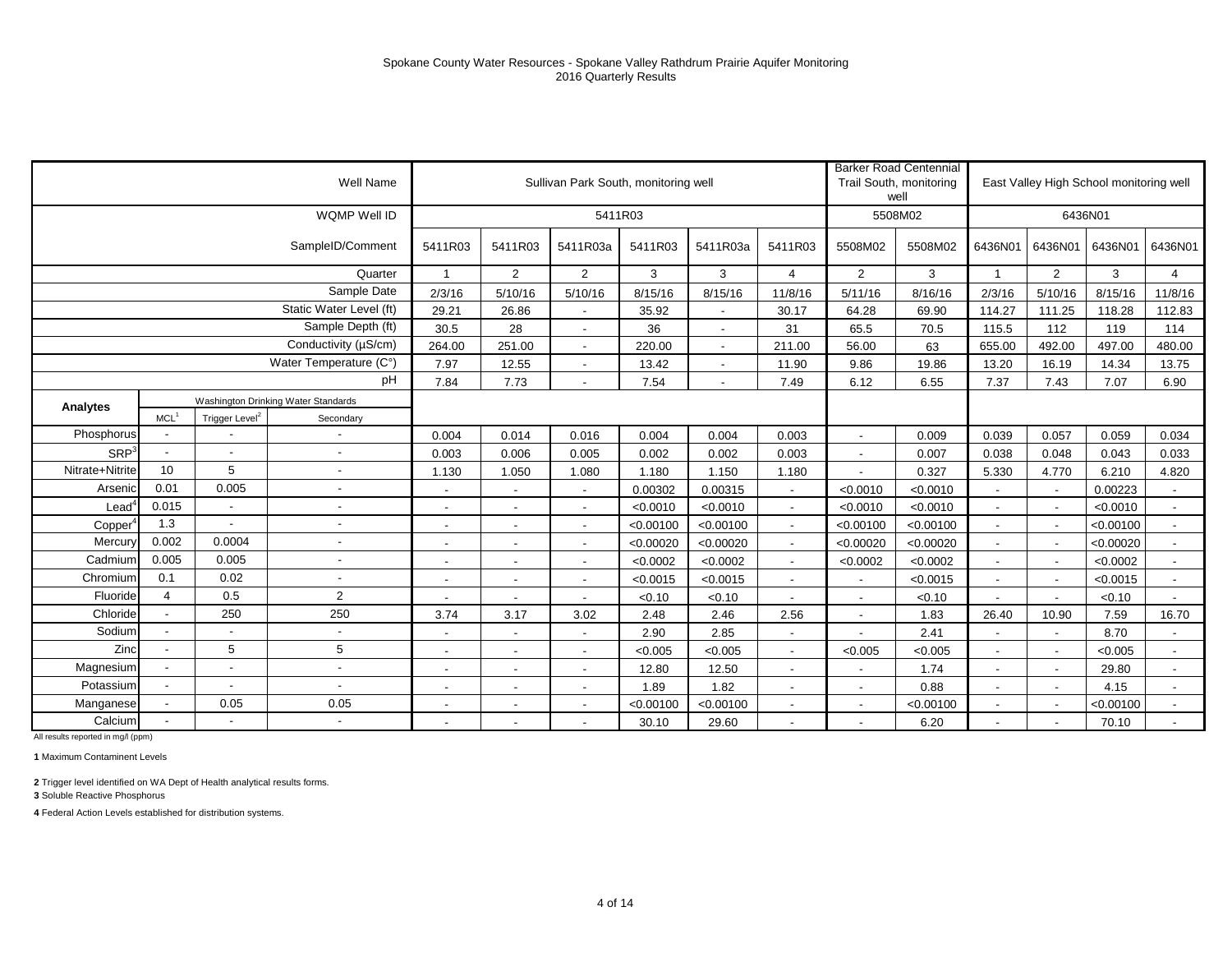Spokane County Water Resources - Spokane Valley Rathdrum Prairie Aquifer Monitoring
2016 Quarterly Results

| | | | Well Name | Sullivan Park South, monitoring well | | | | | | Barker Road Centennial Trail South, monitoring well | | East Valley High School monitoring well | | | |
|---|---|---|---|---|---|---|---|---|---|---|---|---|---|---|---|
| | | | WQMP Well ID | 5411R03 | | | | | | 5508M02 | | 6436N01 | | | |
| | | | SampleID/Comment | 5411R03 | 5411R03 | 5411R03a | 5411R03 | 5411R03a | 5411R03 | 5508M02 | 5508M02 | 6436N01 | 6436N01 | 6436N01 | 6436N01 |
| | | | Quarter | 1 | 2 | 2 | 3 | 3 | 4 | 2 | 3 | 1 | 2 | 3 | 4 |
| | | | Sample Date | 2/3/16 | 5/10/16 | 5/10/16 | 8/15/16 | 8/15/16 | 11/8/16 | 5/11/16 | 8/16/16 | 2/3/16 | 5/10/16 | 8/15/16 | 11/8/16 |
| | | | Static Water Level (ft) | 29.21 | 26.86 | - | 35.92 | - | 30.17 | 64.28 | 69.90 | 114.27 | 111.25 | 118.28 | 112.83 |
| | | | Sample Depth (ft) | 30.5 | 28 | - | 36 | - | 31 | 65.5 | 70.5 | 115.5 | 112 | 119 | 114 |
| | | | Conductivity (µS/cm) | 264.00 | 251.00 | - | 220.00 | - | 211.00 | 56.00 | 63 | 655.00 | 492.00 | 497.00 | 480.00 |
| | | | Water Temperature (C°) | 7.97 | 12.55 | - | 13.42 | - | 11.90 | 9.86 | 19.86 | 13.20 | 16.19 | 14.34 | 13.75 |
| | | | pH | 7.84 | 7.73 | - | 7.54 | - | 7.49 | 6.12 | 6.55 | 7.37 | 7.43 | 7.07 | 6.90 |
| Analytes | Washington Drinking Water Standards | | | | | | | | | | | | | | |
| | MCL[1] | Trigger Level[2] | Secondary | | | | | | | | | | | | |
| Phosphorus | - | - | - | 0.004 | 0.014 | 0.016 | 0.004 | 0.004 | 0.003 | - | 0.009 | 0.039 | 0.057 | 0.059 | 0.034 |
| SRP[3] | - | - | - | 0.003 | 0.006 | 0.005 | 0.002 | 0.002 | 0.003 | - | 0.007 | 0.038 | 0.048 | 0.043 | 0.033 |
| Nitrate+Nitrite | 10 | 5 | - | 1.130 | 1.050 | 1.080 | 1.180 | 1.150 | 1.180 | - | 0.327 | 5.330 | 4.770 | 6.210 | 4.820 |
| Arsenic | 0.01 | 0.005 | - | - | - | - | 0.00302 | 0.00315 | - | <0.0010 | <0.0010 | - | - | 0.00223 | - |
| Lead[4] | 0.015 | - | - | - | - | - | <0.0010 | <0.0010 | - | <0.0010 | <0.0010 | - | - | <0.0010 | - |
| Copper[4] | 1.3 | - | - | - | - | - | <0.00100 | <0.00100 | - | <0.00100 | <0.00100 | - | - | <0.00100 | - |
| Mercury | 0.002 | 0.0004 | - | - | - | - | <0.00020 | <0.00020 | - | <0.00020 | <0.00020 | - | - | <0.00020 | - |
| Cadmium | 0.005 | 0.005 | - | - | - | - | <0.0002 | <0.0002 | - | <0.0002 | <0.0002 | - | - | <0.0002 | - |
| Chromium | 0.1 | 0.02 | - | - | - | - | <0.0015 | <0.0015 | - | - | <0.0015 | - | - | <0.0015 | - |
| Fluoride | 4 | 0.5 | 2 | - | - | - | <0.10 | <0.10 | - | - | <0.10 | - | - | <0.10 | - |
| Chloride | - | 250 | 250 | 3.74 | 3.17 | 3.02 | 2.48 | 2.46 | 2.56 | - | 1.83 | 26.40 | 10.90 | 7.59 | 16.70 |
| Sodium | - | - | - | - | - | - | 2.90 | 2.85 | - | - | 2.41 | - | - | 8.70 | - |
| Zinc | - | 5 | 5 | - | - | - | <0.005 | <0.005 | - | <0.005 | <0.005 | - | - | <0.005 | - |
| Magnesium | - | - | - | - | - | - | 12.80 | 12.50 | - | - | 1.74 | - | - | 29.80 | - |
| Potassium | - | - | - | - | - | - | 1.89 | 1.82 | - | - | 0.88 | - | - | 4.15 | - |
| Manganese | - | 0.05 | 0.05 | - | - | - | <0.00100 | <0.00100 | - | - | <0.00100 | - | - | <0.00100 | - |
| Calcium | - | - | - | - | - | - | 30.10 | 29.60 | - | - | 6.20 | - | - | 70.10 | - |

All results reported in mg/l (ppm)

**1** Maximum Contaminent Levels

**2** Trigger level identified on WA Dept of Health analytical results forms.

**3** Soluble Reactive Phosphorus

**4** Federal Action Levels established for distribution systems.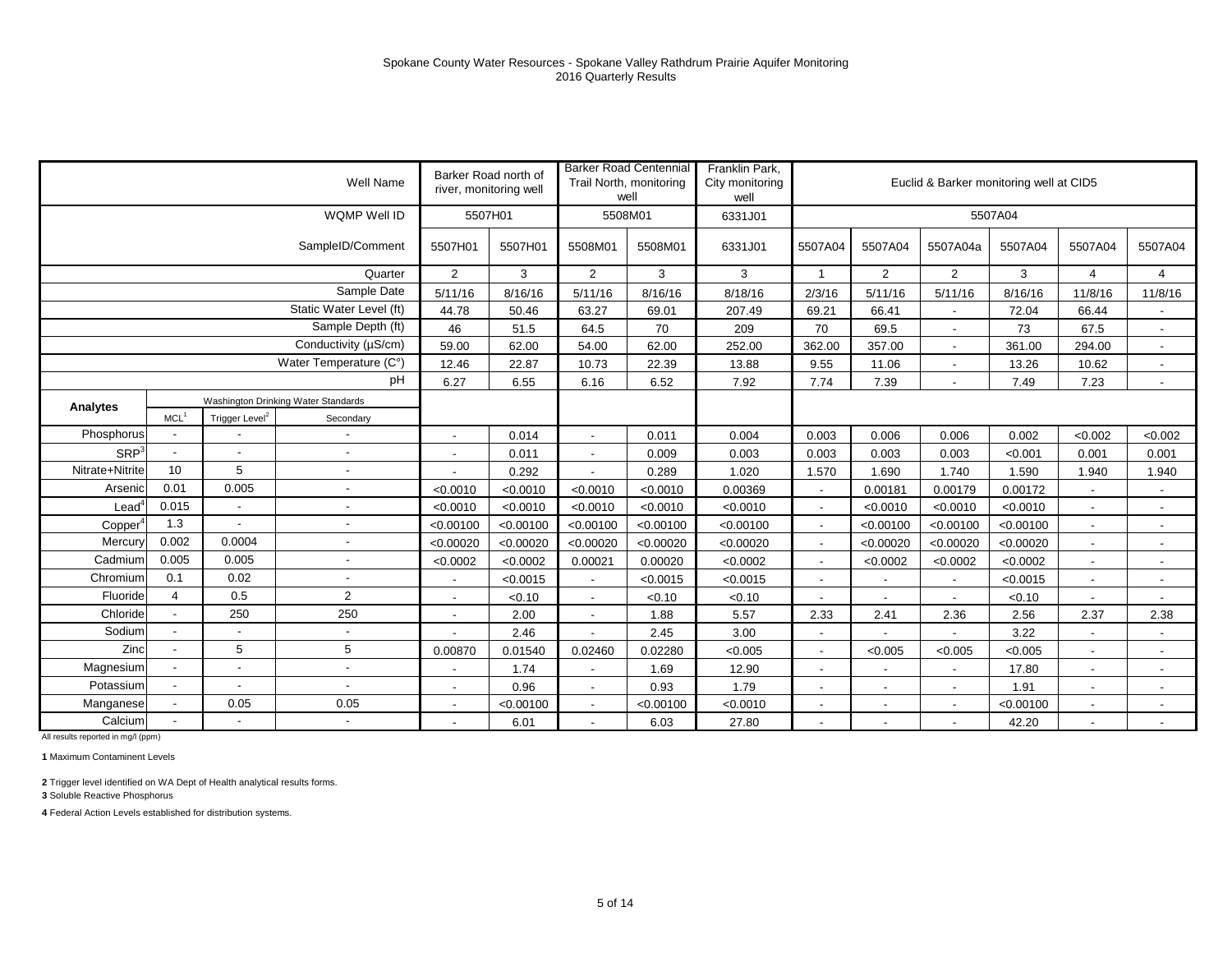Spokane County Water Resources - Spokane Valley Rathdrum Prairie Aquifer Monitoring
2016 Quarterly Results

| | | | Well Name | Barker Road north of river, monitoring well | | Barker Road Centennial Trail North, monitoring well | | Franklin Park, City monitoring well | Euclid & Barker monitoring well at CID5 | | | | | |
|---|---|---|---|---|---|---|---|---|---|---|---|---|---|---|
| | | | WQMP Well ID | 5507H01 | | 5508M01 | | 6331J01 | 5507A04 | | | | | |
| | | | SampleID/Comment | 5507H01 | 5507H01 | 5508M01 | 5508M01 | 6331J01 | 5507A04 | 5507A04 | 5507A04a | 5507A04 | 5507A04 | 5507A04 |
| | | | Quarter | 2 | 3 | 2 | 3 | 3 | 1 | 2 | 2 | 3 | 4 | 4 |
| | | | Sample Date | 5/11/16 | 8/16/16 | 5/11/16 | 8/16/16 | 8/18/16 | 2/3/16 | 5/11/16 | 5/11/16 | 8/16/16 | 11/8/16 | 11/8/16 |
| | | | Static Water Level (ft) | 44.78 | 50.46 | 63.27 | 69.01 | 207.49 | 69.21 | 66.41 | - | 72.04 | 66.44 | - |
| | | | Sample Depth (ft) | 46 | 51.5 | 64.5 | 70 | 209 | 70 | 69.5 | - | 73 | 67.5 | - |
| | | | Conductivity (µS/cm) | 59.00 | 62.00 | 54.00 | 62.00 | 252.00 | 362.00 | 357.00 | - | 361.00 | 294.00 | - |
| | | | Water Temperature (C°) | 12.46 | 22.87 | 10.73 | 22.39 | 13.88 | 9.55 | 11.06 | - | 13.26 | 10.62 | - |
| | | | pH | 6.27 | 6.55 | 6.16 | 6.52 | 7.92 | 7.74 | 7.39 | - | 7.49 | 7.23 | - |
| **Analytes** | Washington Drinking Water Standards | | | | | | | | | | | | | |
| | MCL[1] | Trigger Level[2] | Secondary | | | | | | | | | | | |
| Phosphorus | - | - | - | - | 0.014 | - | 0.011 | 0.004 | 0.003 | 0.006 | 0.006 | 0.002 | <0.002 | <0.002 |
| SRP[3] | - | - | - | - | 0.011 | - | 0.009 | 0.003 | 0.003 | 0.003 | 0.003 | <0.001 | 0.001 | 0.001 |
| Nitrate+Nitrite | 10 | 5 | - | - | 0.292 | - | 0.289 | 1.020 | 1.570 | 1.690 | 1.740 | 1.590 | 1.940 | 1.940 |
| Arsenic | 0.01 | 0.005 | - | <0.0010 | <0.0010 | <0.0010 | <0.0010 | 0.00369 | - | 0.00181 | 0.00179 | 0.00172 | - | - |
| Lead[4] | 0.015 | - | - | <0.0010 | <0.0010 | <0.0010 | <0.0010 | <0.0010 | - | <0.0010 | <0.0010 | <0.0010 | - | - |
| Copper[4] | 1.3 | - | - | <0.00100 | <0.00100 | <0.00100 | <0.00100 | <0.00100 | - | <0.00100 | <0.00100 | <0.00100 | - | - |
| Mercury | 0.002 | 0.0004 | - | <0.00020 | <0.00020 | <0.00020 | <0.00020 | <0.00020 | - | <0.00020 | <0.00020 | <0.00020 | - | - |
| Cadmium | 0.005 | 0.005 | - | <0.0002 | <0.0002 | 0.00021 | 0.00020 | <0.0002 | - | <0.0002 | <0.0002 | <0.0002 | - | - |
| Chromium | 0.1 | 0.02 | - | - | <0.0015 | - | <0.0015 | <0.0015 | - | - | - | <0.0015 | - | - |
| Fluoride | 4 | 0.5 | 2 | - | <0.10 | - | <0.10 | <0.10 | - | - | - | <0.10 | - | - |
| Chloride | - | 250 | 250 | - | 2.00 | - | 1.88 | 5.57 | 2.33 | 2.41 | 2.36 | 2.56 | 2.37 | 2.38 |
| Sodium | - | - | - | - | 2.46 | - | 2.45 | 3.00 | - | - | - | 3.22 | - | - |
| Zinc | - | 5 | 5 | 0.00870 | 0.01540 | 0.02460 | 0.02280 | <0.005 | - | <0.005 | <0.005 | <0.005 | - | - |
| Magnesium | - | - | - | - | 1.74 | - | 1.69 | 12.90 | - | - | - | 17.80 | - | - |
| Potassium | - | - | - | - | 0.96 | - | 0.93 | 1.79 | - | - | - | 1.91 | - | - |
| Manganese | - | 0.05 | 0.05 | - | <0.00100 | - | <0.00100 | <0.0010 | - | - | - | <0.00100 | - | - |
| Calcium | - | - | - | - | 6.01 | - | 6.03 | 27.80 | - | - | - | 42.20 | - | - |

All results reported in mg/l (ppm)

**1** Maximum Contaminent Levels

**2** Trigger level identified on WA Dept of Health analytical results forms.
**3** Soluble Reactive Phosphorus

**4** Federal Action Levels established for distribution systems.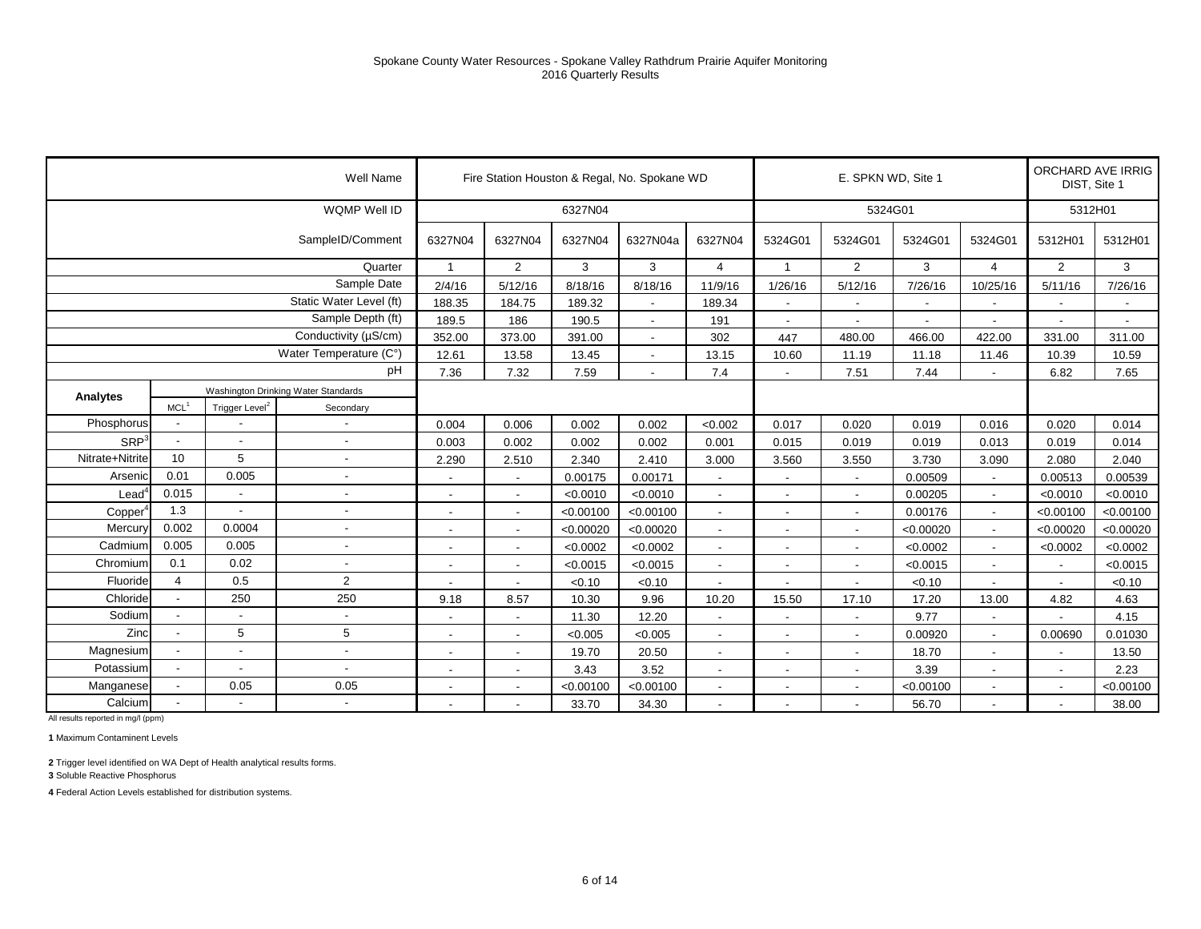Spokane County Water Resources - Spokane Valley Rathdrum Prairie Aquifer Monitoring
2016 Quarterly Results

| | | | Well Name | Fire Station Houston & Regal, No. Spokane WD | | | | | E. SPKN WD, Site 1 | | | | ORCHARD AVE IRRIG DIST, Site 1 | |
|---|---|---|---|---|---|---|---|---|---|---|---|---|---|---|
| | | | WQMP Well ID | 6327N04 | | | | | 5324G01 | | | | 5312H01 | |
| | | | SampleID/Comment | 6327N04 | 6327N04 | 6327N04 | 6327N04a | 6327N04 | 5324G01 | 5324G01 | 5324G01 | 5324G01 | 5312H01 | 5312H01 |
| | | | Quarter | 1 | 2 | 3 | 3 | 4 | 1 | 2 | 3 | 4 | 2 | 3 |
| | | | Sample Date | 2/4/16 | 5/12/16 | 8/18/16 | 8/18/16 | 11/9/16 | 1/26/16 | 5/12/16 | 7/26/16 | 10/25/16 | 5/11/16 | 7/26/16 |
| | | | Static Water Level (ft) | 188.35 | 184.75 | 189.32 | - | 189.34 | - | - | - | - | - | - |
| | | | Sample Depth (ft) | 189.5 | 186 | 190.5 | - | 191 | - | - | - | - | - | - |
| | | | Conductivity (µS/cm) | 352.00 | 373.00 | 391.00 | - | 302 | 447 | 480.00 | 466.00 | 422.00 | 331.00 | 311.00 |
| | | | Water Temperature (C°) | 12.61 | 13.58 | 13.45 | - | 13.15 | 10.60 | 11.19 | 11.18 | 11.46 | 10.39 | 10.59 |
| | | | pH | 7.36 | 7.32 | 7.59 | - | 7.4 | - | 7.51 | 7.44 | - | 6.82 | 7.65 |
| **Analytes** | Washington Drinking Water Standards | | | | | | | | | | | | | |
| | MCL[1] | Trigger Level[2] | Secondary | | | | | | | | | | | |
| Phosphorus | - | - | - | 0.004 | 0.006 | 0.002 | 0.002 | <0.002 | 0.017 | 0.020 | 0.019 | 0.016 | 0.020 | 0.014 |
| SRP[3] | - | - | - | 0.003 | 0.002 | 0.002 | 0.002 | 0.001 | 0.015 | 0.019 | 0.019 | 0.013 | 0.019 | 0.014 |
| Nitrate+Nitrite | 10 | 5 | - | 2.290 | 2.510 | 2.340 | 2.410 | 3.000 | 3.560 | 3.550 | 3.730 | 3.090 | 2.080 | 2.040 |
| Arsenic | 0.01 | 0.005 | - | - | - | 0.00175 | 0.00171 | - | - | - | 0.00509 | - | 0.00513 | 0.00539 |
| Lead[4] | 0.015 | - | - | - | - | <0.0010 | <0.0010 | - | - | - | 0.00205 | - | <0.0010 | <0.0010 |
| Copper[4] | 1.3 | - | - | - | - | <0.00100 | <0.00100 | - | - | - | 0.00176 | - | <0.00100 | <0.00100 |
| Mercury | 0.002 | 0.0004 | - | - | - | <0.00020 | <0.00020 | - | - | - | <0.00020 | - | <0.00020 | <0.00020 |
| Cadmium | 0.005 | 0.005 | - | - | - | <0.0002 | <0.0002 | - | - | - | <0.0002 | - | <0.0002 | <0.0002 |
| Chromium | 0.1 | 0.02 | - | - | - | <0.0015 | <0.0015 | - | - | - | <0.0015 | - | - | <0.0015 |
| Fluoride | 4 | 0.5 | 2 | - | - | <0.10 | <0.10 | - | - | - | <0.10 | - | - | <0.10 |
| Chloride | - | 250 | 250 | 9.18 | 8.57 | 10.30 | 9.96 | 10.20 | 15.50 | 17.10 | 17.20 | 13.00 | 4.82 | 4.63 |
| Sodium | - | - | - | - | - | 11.30 | 12.20 | - | - | - | 9.77 | - | - | 4.15 |
| Zinc | - | 5 | 5 | - | - | <0.005 | <0.005 | - | - | - | 0.00920 | - | 0.00690 | 0.01030 |
| Magnesium | - | - | - | - | - | 19.70 | 20.50 | - | - | - | 18.70 | - | - | 13.50 |
| Potassium | - | - | - | - | - | 3.43 | 3.52 | - | - | - | 3.39 | - | - | 2.23 |
| Manganese | - | 0.05 | 0.05 | - | - | <0.00100 | <0.00100 | - | - | - | <0.00100 | - | - | <0.00100 |
| Calcium | - | - | - | - | - | 33.70 | 34.30 | - | - | - | 56.70 | - | - | 38.00 |

All results reported in mg/l (ppm)

**1** Maximum Contaminent Levels

**2** Trigger level identified on WA Dept of Health analytical results forms.
**3** Soluble Reactive Phosphorus

**4** Federal Action Levels established for distribution systems.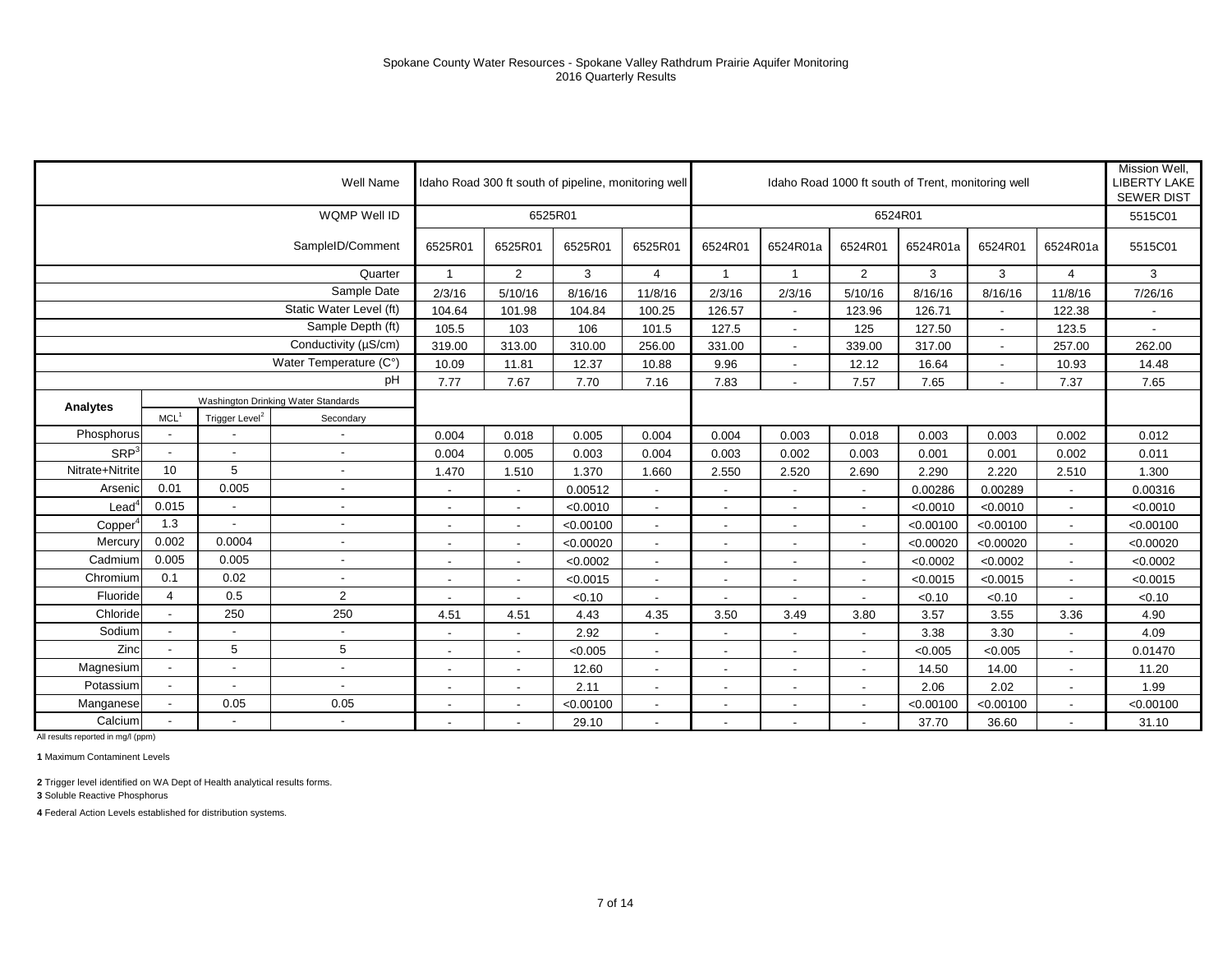Spokane County Water Resources - Spokane Valley Rathdrum Prairie Aquifer Monitoring
2016 Quarterly Results

| | | | Well Name | Idaho Road 300 ft south of pipeline, monitoring well | | | | Idaho Road 1000 ft south of Trent, monitoring well | | | | | | Mission Well, LIBERTY LAKE SEWER DIST |
|---|---|---|---|---|---|---|---|---|---|---|---|---|---|---|
| | | | WQMP Well ID | 6525R01 | | | | 6524R01 | | | | | | 5515C01 |
| | | | SampleID/Comment | 6525R01 | 6525R01 | 6525R01 | 6525R01 | 6524R01 | 6524R01a | 6524R01 | 6524R01a | 6524R01 | 6524R01a | 5515C01 |
| | | | Quarter | 1 | 2 | 3 | 4 | 1 | 1 | 2 | 3 | 3 | 4 | 3 |
| | | | Sample Date | 2/3/16 | 5/10/16 | 8/16/16 | 11/8/16 | 2/3/16 | 2/3/16 | 5/10/16 | 8/16/16 | 8/16/16 | 11/8/16 | 7/26/16 |
| | | | Static Water Level (ft) | 104.64 | 101.98 | 104.84 | 100.25 | 126.57 | - | 123.96 | 126.71 | - | 122.38 | - |
| | | | Sample Depth (ft) | 105.5 | 103 | 106 | 101.5 | 127.5 | - | 125 | 127.50 | - | 123.5 | - |
| | | | Conductivity (µS/cm) | 319.00 | 313.00 | 310.00 | 256.00 | 331.00 | - | 339.00 | 317.00 | - | 257.00 | 262.00 |
| | | | Water Temperature (C°) | 10.09 | 11.81 | 12.37 | 10.88 | 9.96 | - | 12.12 | 16.64 | - | 10.93 | 14.48 |
| | | | pH | 7.77 | 7.67 | 7.70 | 7.16 | 7.83 | - | 7.57 | 7.65 | - | 7.37 | 7.65 |
| **Analytes** | Washington Drinking Water Standards | | | | | | | | | | | | | |
| | MCL[1] | Trigger Level[2] | Secondary | | | | | | | | | | | |
| Phosphorus | - | - | - | 0.004 | 0.018 | 0.005 | 0.004 | 0.004 | 0.003 | 0.018 | 0.003 | 0.003 | 0.002 | 0.012 |
| SRP[3] | - | - | - | 0.004 | 0.005 | 0.003 | 0.004 | 0.003 | 0.002 | 0.003 | 0.001 | 0.001 | 0.002 | 0.011 |
| Nitrate+Nitrite | 10 | 5 | - | 1.470 | 1.510 | 1.370 | 1.660 | 2.550 | 2.520 | 2.690 | 2.290 | 2.220 | 2.510 | 1.300 |
| Arsenic | 0.01 | 0.005 | - | - | - | 0.00512 | - | - | - | - | 0.00286 | 0.00289 | - | 0.00316 |
| Lead[4] | 0.015 | - | - | - | - | <0.0010 | - | - | - | - | <0.0010 | <0.0010 | - | <0.0010 |
| Copper[4] | 1.3 | - | - | - | - | <0.00100 | - | - | - | - | <0.00100 | <0.00100 | - | <0.00100 |
| Mercury | 0.002 | 0.0004 | - | - | - | <0.00020 | - | - | - | - | <0.00020 | <0.00020 | - | <0.00020 |
| Cadmium | 0.005 | 0.005 | - | - | - | <0.0002 | - | - | - | - | <0.0002 | <0.0002 | - | <0.0002 |
| Chromium | 0.1 | 0.02 | - | - | - | <0.0015 | - | - | - | - | <0.0015 | <0.0015 | - | <0.0015 |
| Fluoride | 4 | 0.5 | 2 | - | - | <0.10 | - | - | - | - | <0.10 | <0.10 | - | <0.10 |
| Chloride | - | 250 | 250 | 4.51 | 4.51 | 4.43 | 4.35 | 3.50 | 3.49 | 3.80 | 3.57 | 3.55 | 3.36 | 4.90 |
| Sodium | - | - | - | - | - | 2.92 | - | - | - | - | 3.38 | 3.30 | - | 4.09 |
| Zinc | - | 5 | 5 | - | - | <0.005 | - | - | - | - | <0.005 | <0.005 | - | 0.01470 |
| Magnesium | - | - | - | - | - | 12.60 | - | - | - | - | 14.50 | 14.00 | - | 11.20 |
| Potassium | - | - | - | - | - | 2.11 | - | - | - | - | 2.06 | 2.02 | - | 1.99 |
| Manganese | - | 0.05 | 0.05 | - | - | <0.00100 | - | - | - | - | <0.00100 | <0.00100 | - | <0.00100 |
| Calcium | - | - | - | - | - | 29.10 | - | - | - | - | 37.70 | 36.60 | - | 31.10 |

All results reported in mg/l (ppm)

**1** Maximum Contaminent Levels

**2** Trigger level identified on WA Dept of Health analytical results forms.
**3** Soluble Reactive Phosphorus

**4** Federal Action Levels established for distribution systems.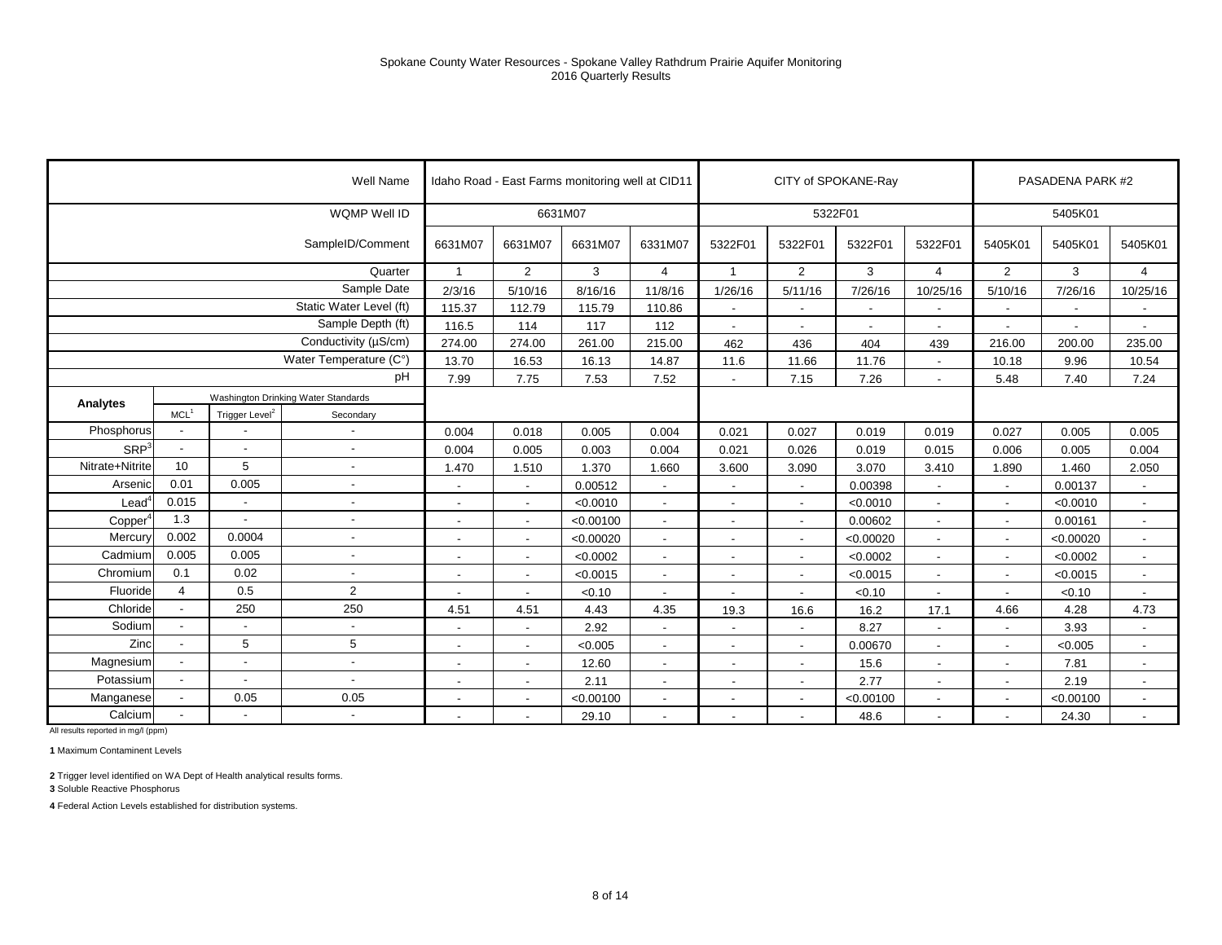Spokane County Water Resources - Spokane Valley Rathdrum Prairie Aquifer Monitoring
2016 Quarterly Results

| | | | Well Name | Idaho Road - East Farms monitoring well at CID11 | | | | CITY of SPOKANE-Ray | | | | PASADENA PARK #2 | | |
|---|---|---|---|---|---|---|---|---|---|---|---|---|---|---|
| | | | WQMP Well ID | 6631M07 | | | | 5322F01 | | | | 5405K01 | | |
| | | | SampleID/Comment | 6631M07 | 6631M07 | 6631M07 | 6331M07 | 5322F01 | 5322F01 | 5322F01 | 5322F01 | 5405K01 | 5405K01 | 5405K01 |
| | | | Quarter | 1 | 2 | 3 | 4 | 1 | 2 | 3 | 4 | 2 | 3 | 4 |
| | | | Sample Date | 2/3/16 | 5/10/16 | 8/16/16 | 11/8/16 | 1/26/16 | 5/11/16 | 7/26/16 | 10/25/16 | 5/10/16 | 7/26/16 | 10/25/16 |
| | | | Static Water Level (ft) | 115.37 | 112.79 | 115.79 | 110.86 | - | - | - | - | - | - | - |
| | | | Sample Depth (ft) | 116.5 | 114 | 117 | 112 | - | - | - | - | - | - | - |
| | | | Conductivity (µS/cm) | 274.00 | 274.00 | 261.00 | 215.00 | 462 | 436 | 404 | 439 | 216.00 | 200.00 | 235.00 |
| | | | Water Temperature (C°) | 13.70 | 16.53 | 16.13 | 14.87 | 11.6 | 11.66 | 11.76 | - | 10.18 | 9.96 | 10.54 |
| | | | pH | 7.99 | 7.75 | 7.53 | 7.52 | - | 7.15 | 7.26 | - | 5.48 | 7.40 | 7.24 |
| Analytes | Washington Drinking Water Standards | | | | | | | | | | | | | |
| | MCL[1] | Trigger Level[2] | Secondary | | | | | | | | | | | |
| Phosphorus | - | - | - | 0.004 | 0.018 | 0.005 | 0.004 | 0.021 | 0.027 | 0.019 | 0.019 | 0.027 | 0.005 | 0.005 |
| SRP[3] | - | - | - | 0.004 | 0.005 | 0.003 | 0.004 | 0.021 | 0.026 | 0.019 | 0.015 | 0.006 | 0.005 | 0.004 |
| Nitrate+Nitrite | 10 | 5 | - | 1.470 | 1.510 | 1.370 | 1.660 | 3.600 | 3.090 | 3.070 | 3.410 | 1.890 | 1.460 | 2.050 |
| Arsenic | 0.01 | 0.005 | - | - | - | 0.00512 | - | - | - | 0.00398 | - | - | 0.00137 | - |
| Lead[4] | 0.015 | - | - | - | - | <0.0010 | - | - | - | <0.0010 | - | - | <0.0010 | - |
| Copper[4] | 1.3 | - | - | - | - | <0.00100 | - | - | - | 0.00602 | - | - | 0.00161 | - |
| Mercury | 0.002 | 0.0004 | - | - | - | <0.00020 | - | - | - | <0.00020 | - | - | <0.00020 | - |
| Cadmium | 0.005 | 0.005 | - | - | - | <0.0002 | - | - | - | <0.0002 | - | - | <0.0002 | - |
| Chromium | 0.1 | 0.02 | - | - | - | <0.0015 | - | - | - | <0.0015 | - | - | <0.0015 | - |
| Fluoride | 4 | 0.5 | 2 | - | - | <0.10 | - | - | - | <0.10 | - | - | <0.10 | - |
| Chloride | - | 250 | 250 | 4.51 | 4.51 | 4.43 | 4.35 | 19.3 | 16.6 | 16.2 | 17.1 | 4.66 | 4.28 | 4.73 |
| Sodium | - | - | - | - | - | 2.92 | - | - | - | 8.27 | - | - | 3.93 | - |
| Zinc | - | 5 | 5 | - | - | <0.005 | - | - | - | 0.00670 | - | - | <0.005 | - |
| Magnesium | - | - | - | - | - | 12.60 | - | - | - | 15.6 | - | - | 7.81 | - |
| Potassium | - | - | - | - | - | 2.11 | - | - | - | 2.77 | - | - | 2.19 | - |
| Manganese | - | 0.05 | 0.05 | - | - | <0.00100 | - | - | - | <0.00100 | - | - | <0.00100 | - |
| Calcium | - | - | - | - | - | 29.10 | - | - | - | 48.6 | - | - | 24.30 | - |

All results reported in mg/l (ppm)

**1** Maximum Contaminent Levels

**2** Trigger level identified on WA Dept of Health analytical results forms.
**3** Soluble Reactive Phosphorus

**4** Federal Action Levels established for distribution systems.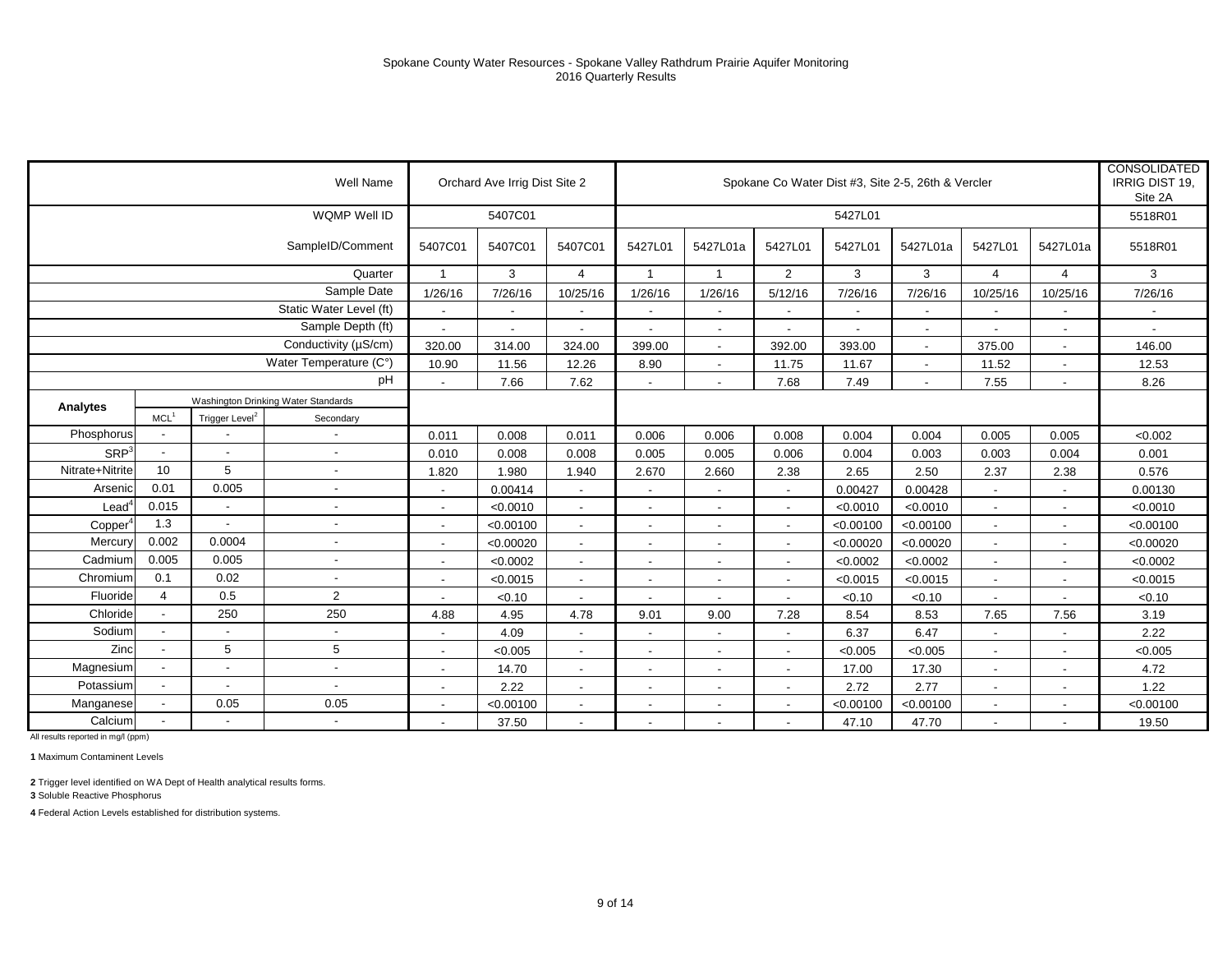Spokane County Water Resources - Spokane Valley Rathdrum Prairie Aquifer Monitoring
2016 Quarterly Results

| | | | Well Name | Orchard Ave Irrig Dist Site 2 | | | Spokane Co Water Dist #3, Site 2-5, 26th & Vercler | | | | | | | CONSOLIDATED IRRIG DIST 19, Site 2A |
|---|---|---|---|---|---|---|---|---|---|---|---|---|---|---|
| | | | WQMP Well ID | 5407C01 | | | 5427L01 | | | | | | | 5518R01 |
| | | | SampleID/Comment | 5407C01 | 5407C01 | 5407C01 | 5427L01 | 5427L01a | 5427L01 | 5427L01 | 5427L01a | 5427L01 | 5427L01a | 5518R01 |
| | | | Quarter | 1 | 3 | 4 | 1 | 1 | 2 | 3 | 3 | 4 | 4 | 3 |
| | | | Sample Date | 1/26/16 | 7/26/16 | 10/25/16 | 1/26/16 | 1/26/16 | 5/12/16 | 7/26/16 | 7/26/16 | 10/25/16 | 10/25/16 | 7/26/16 |
| | | | Static Water Level (ft) | - | - | - | - | - | - | - | - | - | - | - |
| | | | Sample Depth (ft) | - | - | - | - | - | - | - | - | - | - | - |
| | | | Conductivity (µS/cm) | 320.00 | 314.00 | 324.00 | 399.00 | - | 392.00 | 393.00 | - | 375.00 | - | 146.00 |
| | | | Water Temperature (C°) | 10.90 | 11.56 | 12.26 | 8.90 | - | 11.75 | 11.67 | - | 11.52 | - | 12.53 |
| | | | pH | - | 7.66 | 7.62 | - | - | 7.68 | 7.49 | - | 7.55 | - | 8.26 |
| **Analytes** | Washington Drinking Water Standards | | | | | | | | | | | | | |
| | MCL[1] | Trigger Level[2] | Secondary | | | | | | | | | | | |
| Phosphorus | - | - | - | 0.011 | 0.008 | 0.011 | 0.006 | 0.006 | 0.008 | 0.004 | 0.004 | 0.005 | 0.005 | <0.002 |
| SRP[3] | - | - | - | 0.010 | 0.008 | 0.008 | 0.005 | 0.005 | 0.006 | 0.004 | 0.003 | 0.003 | 0.004 | 0.001 |
| Nitrate+Nitrite | 10 | 5 | - | 1.820 | 1.980 | 1.940 | 2.670 | 2.660 | 2.38 | 2.65 | 2.50 | 2.37 | 2.38 | 0.576 |
| Arsenic | 0.01 | 0.005 | - | - | 0.00414 | - | - | - | - | 0.00427 | 0.00428 | - | - | 0.00130 |
| Lead[4] | 0.015 | - | - | - | <0.0010 | - | - | - | - | <0.0010 | <0.0010 | - | - | <0.0010 |
| Copper[4] | 1.3 | - | - | - | <0.00100 | - | - | - | - | <0.00100 | <0.00100 | - | - | <0.00100 |
| Mercury | 0.002 | 0.0004 | - | - | <0.00020 | - | - | - | - | <0.00020 | <0.00020 | - | - | <0.00020 |
| Cadmium | 0.005 | 0.005 | - | - | <0.0002 | - | - | - | - | <0.0002 | <0.0002 | - | - | <0.0002 |
| Chromium | 0.1 | 0.02 | - | - | <0.0015 | - | - | - | - | <0.0015 | <0.0015 | - | - | <0.0015 |
| Fluoride | 4 | 0.5 | 2 | - | <0.10 | - | - | - | - | <0.10 | <0.10 | - | - | <0.10 |
| Chloride | - | 250 | 250 | 4.88 | 4.95 | 4.78 | 9.01 | 9.00 | 7.28 | 8.54 | 8.53 | 7.65 | 7.56 | 3.19 |
| Sodium | - | - | - | - | 4.09 | - | - | - | - | 6.37 | 6.47 | - | - | 2.22 |
| Zinc | - | 5 | 5 | - | <0.005 | - | - | - | - | <0.005 | <0.005 | - | - | <0.005 |
| Magnesium | - | - | - | - | 14.70 | - | - | - | - | 17.00 | 17.30 | - | - | 4.72 |
| Potassium | - | - | - | - | 2.22 | - | - | - | - | 2.72 | 2.77 | - | - | 1.22 |
| Manganese | - | 0.05 | 0.05 | - | <0.00100 | - | - | - | - | <0.00100 | <0.00100 | - | - | <0.00100 |
| Calcium | - | - | - | - | 37.50 | - | - | - | - | 47.10 | 47.70 | - | - | 19.50 |

All results reported in mg/l (ppm)

**1** Maximum Contaminent Levels

**2** Trigger level identified on WA Dept of Health analytical results forms.

**3** Soluble Reactive Phosphorus

**4** Federal Action Levels established for distribution systems.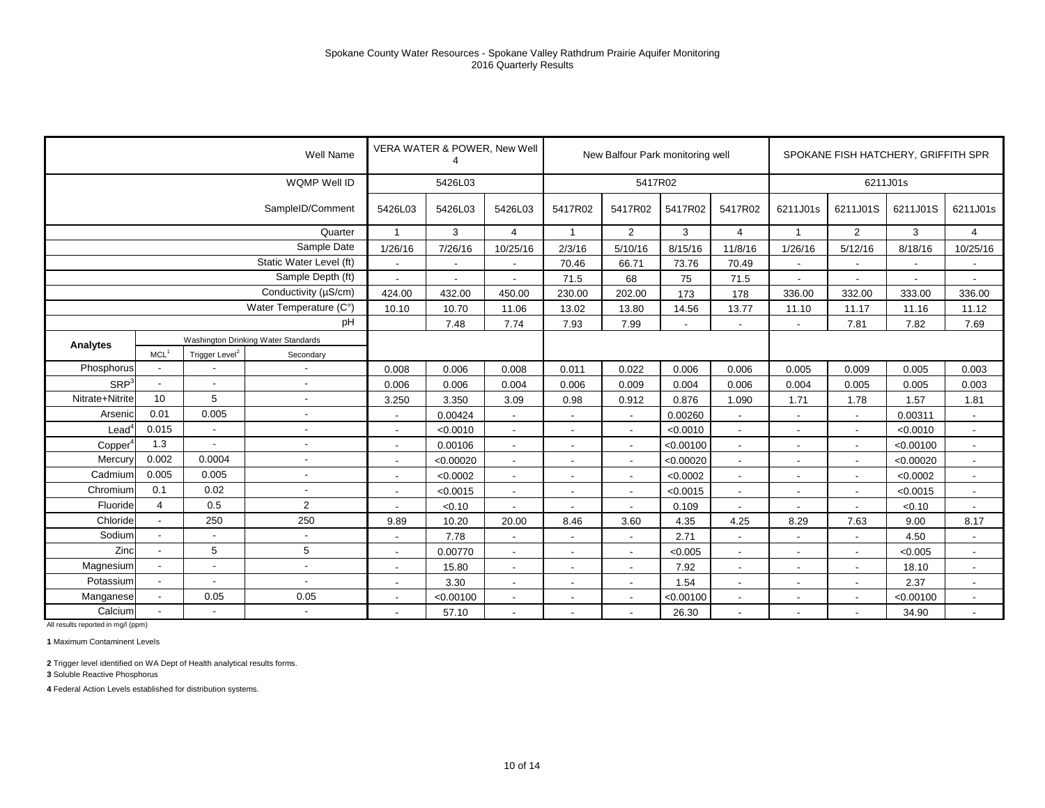Spokane County Water Resources - Spokane Valley Rathdrum Prairie Aquifer Monitoring
2016 Quarterly Results

| | | | Well Name | VERA WATER & POWER, New Well 4 | | | New Balfour Park monitoring well | | | | SPOKANE FISH HATCHERY, GRIFFITH SPR | | | |
|---|---|---|---|---|---|---|---|---|---|---|---|---|---|---|
| | | | WQMP Well ID | 5426L03 | | | 5417R02 | | | | 6211J01s | | | |
| | | | SampleID/Comment | 5426L03 | 5426L03 | 5426L03 | 5417R02 | 5417R02 | 5417R02 | 5417R02 | 6211J01s | 6211J01S | 6211J01S | 6211J01s |
| | | | Quarter | 1 | 3 | 4 | 1 | 2 | 3 | 4 | 1 | 2 | 3 | 4 |
| | | | Sample Date | 1/26/16 | 7/26/16 | 10/25/16 | 2/3/16 | 5/10/16 | 8/15/16 | 11/8/16 | 1/26/16 | 5/12/16 | 8/18/16 | 10/25/16 |
| | | | Static Water Level (ft) | - | - | - | 70.46 | 66.71 | 73.76 | 70.49 | - | - | - | - |
| | | | Sample Depth (ft) | - | - | - | 71.5 | 68 | 75 | 71.5 | - | - | - | - |
| | | | Conductivity (µS/cm) | 424.00 | 432.00 | 450.00 | 230.00 | 202.00 | 173 | 178 | 336.00 | 332.00 | 333.00 | 336.00 |
| | | | Water Temperature (C°) | 10.10 | 10.70 | 11.06 | 13.02 | 13.80 | 14.56 | 13.77 | 11.10 | 11.17 | 11.16 | 11.12 |
| | | | pH | | 7.48 | 7.74 | 7.93 | 7.99 | - | - | - | 7.81 | 7.82 | 7.69 |
| Analytes | Washington Drinking Water Standards | | | | | | | | | | | | | |
| | MCL[1] | Trigger Level[2] | Secondary | | | | | | | | | | | |
| Phosphorus | - | - | - | 0.008 | 0.006 | 0.008 | 0.011 | 0.022 | 0.006 | 0.006 | 0.005 | 0.009 | 0.005 | 0.003 |
| SRP[3] | - | - | - | 0.006 | 0.006 | 0.004 | 0.006 | 0.009 | 0.004 | 0.006 | 0.004 | 0.005 | 0.005 | 0.003 |
| Nitrate+Nitrite | 10 | 5 | - | 3.250 | 3.350 | 3.09 | 0.98 | 0.912 | 0.876 | 1.090 | 1.71 | 1.78 | 1.57 | 1.81 |
| Arsenic | 0.01 | 0.005 | - | - | 0.00424 | - | - | - | 0.00260 | - | - | - | 0.00311 | - |
| Lead[4] | 0.015 | - | - | - | <0.0010 | - | - | - | <0.0010 | - | - | - | <0.0010 | - |
| Copper[4] | 1.3 | - | - | - | 0.00106 | - | - | - | <0.00100 | - | - | - | <0.00100 | - |
| Mercury | 0.002 | 0.0004 | - | - | <0.00020 | - | - | - | <0.00020 | - | - | - | <0.00020 | - |
| Cadmium | 0.005 | 0.005 | - | - | <0.0002 | - | - | - | <0.0002 | - | - | - | <0.0002 | - |
| Chromium | 0.1 | 0.02 | - | - | <0.0015 | - | - | - | <0.0015 | - | - | - | <0.0015 | - |
| Fluoride | 4 | 0.5 | 2 | - | <0.10 | - | - | - | 0.109 | - | - | - | <0.10 | - |
| Chloride | - | 250 | 250 | 9.89 | 10.20 | 20.00 | 8.46 | 3.60 | 4.35 | 4.25 | 8.29 | 7.63 | 9.00 | 8.17 |
| Sodium | - | - | - | - | 7.78 | - | - | - | 2.71 | - | - | - | 4.50 | - |
| Zinc | - | 5 | 5 | - | 0.00770 | - | - | - | <0.005 | - | - | - | <0.005 | - |
| Magnesium | - | - | - | - | 15.80 | - | - | - | 7.92 | - | - | - | 18.10 | - |
| Potassium | - | - | - | - | 3.30 | - | - | - | 1.54 | - | - | - | 2.37 | - |
| Manganese | - | 0.05 | 0.05 | - | <0.00100 | - | - | - | <0.00100 | - | - | - | <0.00100 | - |
| Calcium | - | - | - | - | 57.10 | - | - | - | 26.30 | - | - | - | 34.90 | - |

All results reported in mg/l (ppm)

**1** Maximum Contaminent Levels

**2** Trigger level identified on WA Dept of Health analytical results forms.
**3** Soluble Reactive Phosphorus

**4** Federal Action Levels established for distribution systems.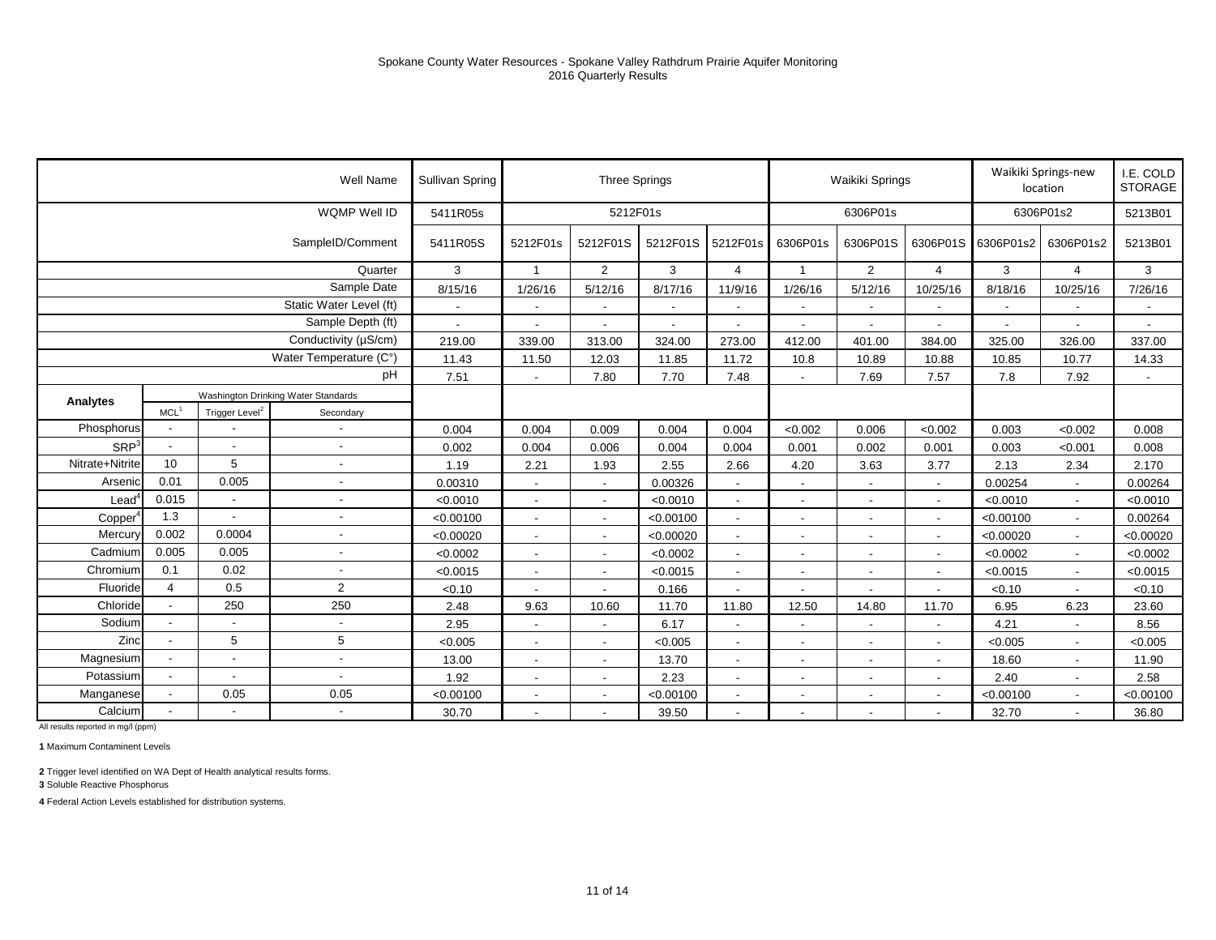Spokane County Water Resources - Spokane Valley Rathdrum Prairie Aquifer Monitoring
2016 Quarterly Results

| | | | Well Name | Sullivan Spring | Three Springs | | | | Waikiki Springs | | | Waikiki Springs-new location | | I.E. COLD STORAGE |
|---|---|---|---|---|---|---|---|---|---|---|---|---|---|---|
| | | | WQMP Well ID | 5411R05s | 5212F01s | | | | 6306P01s | | | 6306P01s2 | | 5213B01 |
| | | | SampleID/Comment | 5411R05S | 5212F01s | 5212F01S | 5212F01S | 5212F01s | 6306P01s | 6306P01S | 6306P01S | 6306P01s2 | 6306P01s2 | 5213B01 |
| | | | Quarter | 3 | 1 | 2 | 3 | 4 | 1 | 2 | 4 | 3 | 4 | 3 |
| | | | Sample Date | 8/15/16 | 1/26/16 | 5/12/16 | 8/17/16 | 11/9/16 | 1/26/16 | 5/12/16 | 10/25/16 | 8/18/16 | 10/25/16 | 7/26/16 |
| | | | Static Water Level (ft) | - | - | - | - | - | - | - | - | - | - | - |
| | | | Sample Depth (ft) | - | - | - | - | - | - | - | - | - | - | - |
| | | | Conductivity (µS/cm) | 219.00 | 339.00 | 313.00 | 324.00 | 273.00 | 412.00 | 401.00 | 384.00 | 325.00 | 326.00 | 337.00 |
| | | | Water Temperature (C°) | 11.43 | 11.50 | 12.03 | 11.85 | 11.72 | 10.8 | 10.89 | 10.88 | 10.85 | 10.77 | 14.33 |
| | | | pH | 7.51 | - | 7.80 | 7.70 | 7.48 | - | 7.69 | 7.57 | 7.8 | 7.92 | - |
| **Analytes** | Washington Drinking Water Standards | | | | | | | | | | | | | |
| | MCL[1] | Trigger Level[2] | Secondary | | | | | | | | | | | |
| Phosphorus | - | - | - | 0.004 | 0.004 | 0.009 | 0.004 | 0.004 | <0.002 | 0.006 | <0.002 | 0.003 | <0.002 | 0.008 |
| SRP[3] | - | - | - | 0.002 | 0.004 | 0.006 | 0.004 | 0.004 | 0.001 | 0.002 | 0.001 | 0.003 | <0.001 | 0.008 |
| Nitrate+Nitrite | 10 | 5 | - | 1.19 | 2.21 | 1.93 | 2.55 | 2.66 | 4.20 | 3.63 | 3.77 | 2.13 | 2.34 | 2.170 |
| Arsenic | 0.01 | 0.005 | - | 0.00310 | - | - | 0.00326 | - | - | - | - | 0.00254 | - | 0.00264 |
| Lead[4] | 0.015 | - | - | <0.0010 | - | - | <0.0010 | - | - | - | - | <0.0010 | - | <0.0010 |
| Copper[4] | 1.3 | - | - | <0.00100 | - | - | <0.00100 | - | - | - | - | <0.00100 | - | 0.00264 |
| Mercury | 0.002 | 0.0004 | - | <0.00020 | - | - | <0.00020 | - | - | - | - | <0.00020 | - | <0.00020 |
| Cadmium | 0.005 | 0.005 | - | <0.0002 | - | - | <0.0002 | - | - | - | - | <0.0002 | - | <0.0002 |
| Chromium | 0.1 | 0.02 | - | <0.0015 | - | - | <0.0015 | - | - | - | - | <0.0015 | - | <0.0015 |
| Fluoride | 4 | 0.5 | 2 | <0.10 | - | - | 0.166 | - | - | - | - | <0.10 | - | <0.10 |
| Chloride | - | 250 | 250 | 2.48 | 9.63 | 10.60 | 11.70 | 11.80 | 12.50 | 14.80 | 11.70 | 6.95 | 6.23 | 23.60 |
| Sodium | - | - | - | 2.95 | - | - | 6.17 | - | - | - | - | 4.21 | - | 8.56 |
| Zinc | - | 5 | 5 | <0.005 | - | - | <0.005 | - | - | - | - | <0.005 | - | <0.005 |
| Magnesium | - | - | - | 13.00 | - | - | 13.70 | - | - | - | - | 18.60 | - | 11.90 |
| Potassium | - | - | - | 1.92 | - | - | 2.23 | - | - | - | - | 2.40 | - | 2.58 |
| Manganese | - | 0.05 | 0.05 | <0.00100 | - | - | <0.00100 | - | - | - | - | <0.00100 | - | <0.00100 |
| Calcium | - | - | - | 30.70 | - | - | 39.50 | - | - | - | - | 32.70 | - | 36.80 |

All results reported in mg/l (ppm)

**1** Maximum Contaminent Levels

**2** Trigger level identified on WA Dept of Health analytical results forms.
**3** Soluble Reactive Phosphorus

**4** Federal Action Levels established for distribution systems.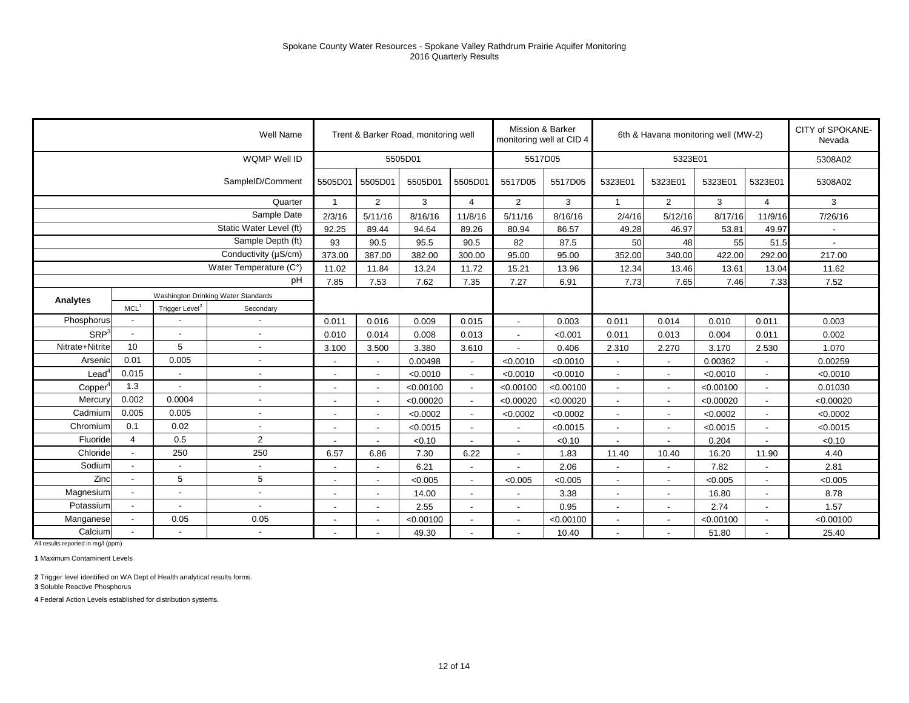Spokane County Water Resources - Spokane Valley Rathdrum Prairie Aquifer Monitoring
2016 Quarterly Results

| | | | Well Name | Trent & Barker Road, monitoring well | | | | Mission & Barker monitoring well at CID 4 | | 6th & Havana monitoring well (MW-2) | | | | CITY of SPOKANE-Nevada |
|---|---|---|---|---|---|---|---|---|---|---|---|---|---|---|
| | | | WQMP Well ID | 5505D01 | | | | 5517D05 | | 5323E01 | | | | 5308A02 |
| | | | SampleID/Comment | 5505D01 | 5505D01 | 5505D01 | 5505D01 | 5517D05 | 5517D05 | 5323E01 | 5323E01 | 5323E01 | 5323E01 | 5308A02 |
| | | | Quarter | 1 | 2 | 3 | 4 | 2 | 3 | 1 | 2 | 3 | 4 | 3 |
| | | | Sample Date | 2/3/16 | 5/11/16 | 8/16/16 | 11/8/16 | 5/11/16 | 8/16/16 | 2/4/16 | 5/12/16 | 8/17/16 | 11/9/16 | 7/26/16 |
| | | | Static Water Level (ft) | 92.25 | 89.44 | 94.64 | 89.26 | 80.94 | 86.57 | 49.28 | 46.97 | 53.81 | 49.97 | - |
| | | | Sample Depth (ft) | 93 | 90.5 | 95.5 | 90.5 | 82 | 87.5 | 50 | 48 | 55 | 51.5 | - |
| | | | Conductivity (µS/cm) | 373.00 | 387.00 | 382.00 | 300.00 | 95.00 | 95.00 | 352.00 | 340.00 | 422.00 | 292.00 | 217.00 |
| | | | Water Temperature (C°) | 11.02 | 11.84 | 13.24 | 11.72 | 15.21 | 13.96 | 12.34 | 13.46 | 13.61 | 13.04 | 11.62 |
| | | | pH | 7.85 | 7.53 | 7.62 | 7.35 | 7.27 | 6.91 | 7.73 | 7.65 | 7.46 | 7.33 | 7.52 |
| **Analytes** | Washington Drinking Water Standards | | | | | | | | | | | | | |
| | MCL[1] | Trigger Level[2] | Secondary | | | | | | | | | | | |
| Phosphorus | - | - | - | 0.011 | 0.016 | 0.009 | 0.015 | - | 0.003 | 0.011 | 0.014 | 0.010 | 0.011 | 0.003 |
| SRP[3] | - | - | - | 0.010 | 0.014 | 0.008 | 0.013 | - | <0.001 | 0.011 | 0.013 | 0.004 | 0.011 | 0.002 |
| Nitrate+Nitrite | 10 | 5 | - | 3.100 | 3.500 | 3.380 | 3.610 | - | 0.406 | 2.310 | 2.270 | 3.170 | 2.530 | 1.070 |
| Arsenic | 0.01 | 0.005 | - | - | - | 0.00498 | - | <0.0010 | <0.0010 | - | - | 0.00362 | - | 0.00259 |
| Lead[4] | 0.015 | - | - | - | - | <0.0010 | - | <0.0010 | <0.0010 | - | - | <0.0010 | - | <0.0010 |
| Copper[4] | 1.3 | - | - | - | - | <0.00100 | - | <0.00100 | <0.00100 | - | - | <0.00100 | - | 0.01030 |
| Mercury | 0.002 | 0.0004 | - | - | - | <0.00020 | - | <0.00020 | <0.00020 | - | - | <0.00020 | - | <0.00020 |
| Cadmium | 0.005 | 0.005 | - | - | - | <0.0002 | - | <0.0002 | <0.0002 | - | - | <0.0002 | - | <0.0002 |
| Chromium | 0.1 | 0.02 | - | - | - | <0.0015 | - | - | <0.0015 | - | - | <0.0015 | - | <0.0015 |
| Fluoride | 4 | 0.5 | 2 | - | - | <0.10 | - | - | <0.10 | - | - | 0.204 | - | <0.10 |
| Chloride | - | 250 | 250 | 6.57 | 6.86 | 7.30 | 6.22 | - | 1.83 | 11.40 | 10.40 | 16.20 | 11.90 | 4.40 |
| Sodium | - | - | - | - | - | 6.21 | - | - | 2.06 | - | - | 7.82 | - | 2.81 |
| Zinc | - | 5 | 5 | - | - | <0.005 | - | <0.005 | <0.005 | - | - | <0.005 | - | <0.005 |
| Magnesium | - | - | - | - | - | 14.00 | - | - | 3.38 | - | - | 16.80 | - | 8.78 |
| Potassium | - | - | - | - | - | 2.55 | - | - | 0.95 | - | - | 2.74 | - | 1.57 |
| Manganese | - | 0.05 | 0.05 | - | - | <0.00100 | - | - | <0.00100 | - | - | <0.00100 | - | <0.00100 |
| Calcium | - | - | - | - | - | 49.30 | - | - | 10.40 | - | - | 51.80 | - | 25.40 |

All results reported in mg/l (ppm)

**1** Maximum Contaminent Levels

**2** Trigger level identified on WA Dept of Health analytical results forms.
**3** Soluble Reactive Phosphorus

**4** Federal Action Levels established for distribution systems.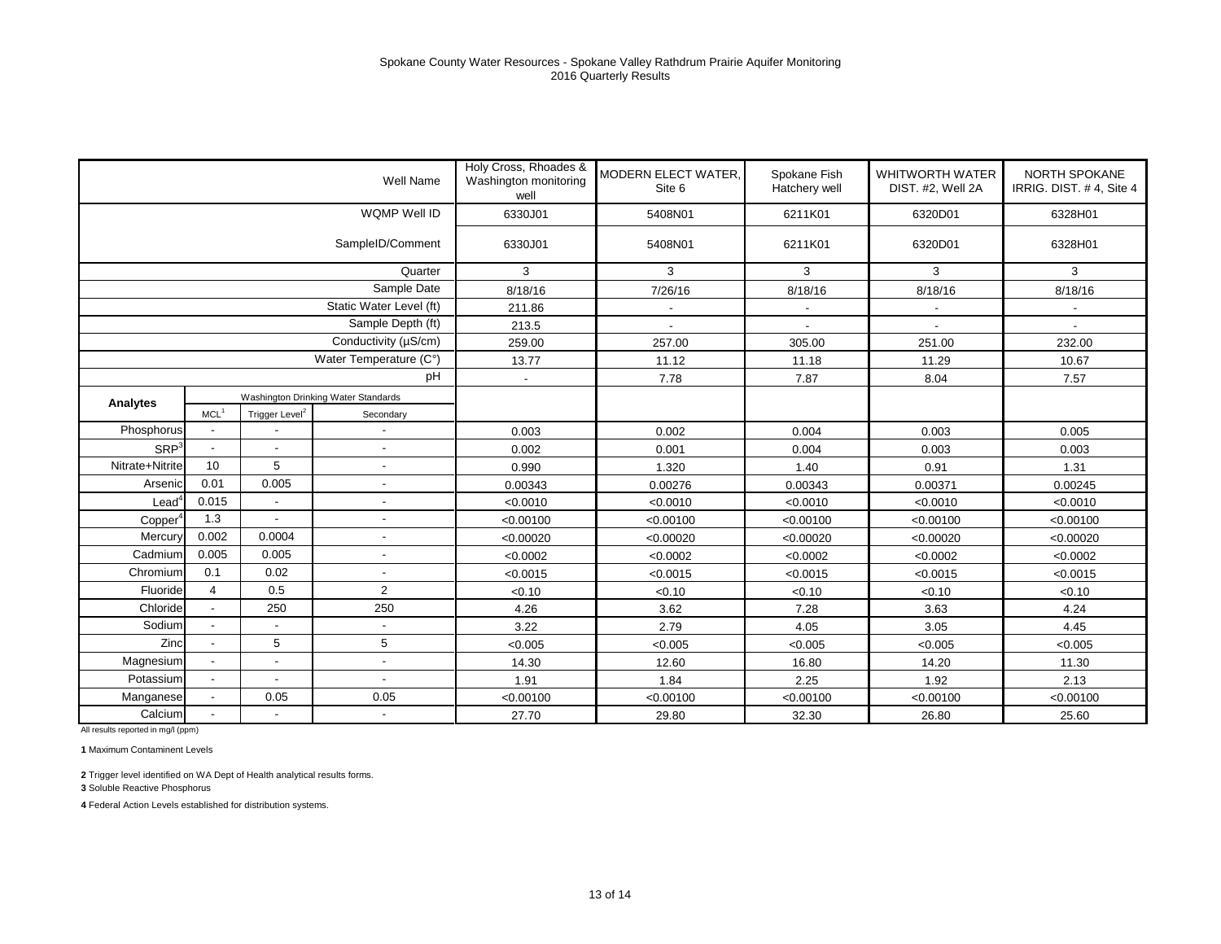Spokane County Water Resources - Spokane Valley Rathdrum Prairie Aquifer Monitoring
2016 Quarterly Results

| | | | Well Name | Holy Cross, Rhoades & Washington monitoring well | MODERN ELECT WATER, Site 6 | Spokane Fish Hatchery well | WHITWORTH WATER DIST. #2, Well 2A | NORTH SPOKANE IRRIG. DIST. # 4, Site 4 |
|---|---|---|---|---|---|---|---|---|
| | | | WQMP Well ID | 6330J01 | 5408N01 | 6211K01 | 6320D01 | 6328H01 |
| | | | SampleID/Comment | 6330J01 | 5408N01 | 6211K01 | 6320D01 | 6328H01 |
| | | | Quarter | 3 | 3 | 3 | 3 | 3 |
| | | | Sample Date | 8/18/16 | 7/26/16 | 8/18/16 | 8/18/16 | 8/18/16 |
| | | | Static Water Level (ft) | 211.86 | - | - | - | - |
| | | | Sample Depth (ft) | 213.5 | - | - | - | - |
| | | | Conductivity (µS/cm) | 259.00 | 257.00 | 305.00 | 251.00 | 232.00 |
| | | | Water Temperature (C°) | 13.77 | 11.12 | 11.18 | 11.29 | 10.67 |
| | | | pH | - | 7.78 | 7.87 | 8.04 | 7.57 |
| **Analytes** | Washington Drinking Water Standards | | | | | | | |
| | MCL[1] | Trigger Level[2] | Secondary | | | | | |
| Phosphorus | - | - | - | 0.003 | 0.002 | 0.004 | 0.003 | 0.005 |
| SRP[3] | - | - | - | 0.002 | 0.001 | 0.004 | 0.003 | 0.003 |
| Nitrate+Nitrite | 10 | 5 | - | 0.990 | 1.320 | 1.40 | 0.91 | 1.31 |
| Arsenic | 0.01 | 0.005 | - | 0.00343 | 0.00276 | 0.00343 | 0.00371 | 0.00245 |
| Lead[4] | 0.015 | - | - | <0.0010 | <0.0010 | <0.0010 | <0.0010 | <0.0010 |
| Copper[4] | 1.3 | - | - | <0.00100 | <0.00100 | <0.00100 | <0.00100 | <0.00100 |
| Mercury | 0.002 | 0.0004 | - | <0.00020 | <0.00020 | <0.00020 | <0.00020 | <0.00020 |
| Cadmium | 0.005 | 0.005 | - | <0.0002 | <0.0002 | <0.0002 | <0.0002 | <0.0002 |
| Chromium | 0.1 | 0.02 | - | <0.0015 | <0.0015 | <0.0015 | <0.0015 | <0.0015 |
| Fluoride | 4 | 0.5 | 2 | <0.10 | <0.10 | <0.10 | <0.10 | <0.10 |
| Chloride | - | 250 | 250 | 4.26 | 3.62 | 7.28 | 3.63 | 4.24 |
| Sodium | - | - | - | 3.22 | 2.79 | 4.05 | 3.05 | 4.45 |
| Zinc | - | 5 | 5 | <0.005 | <0.005 | <0.005 | <0.005 | <0.005 |
| Magnesium | - | - | - | 14.30 | 12.60 | 16.80 | 14.20 | 11.30 |
| Potassium | - | - | - | 1.91 | 1.84 | 2.25 | 1.92 | 2.13 |
| Manganese | - | 0.05 | 0.05 | <0.00100 | <0.00100 | <0.00100 | <0.00100 | <0.00100 |
| Calcium | - | - | - | 27.70 | 29.80 | 32.30 | 26.80 | 25.60 |

All results reported in mg/l (ppm)

**1** Maximum Contaminent Levels

**2** Trigger level identified on WA Dept of Health analytical results forms.

**3** Soluble Reactive Phosphorus

**4** Federal Action Levels established for distribution systems.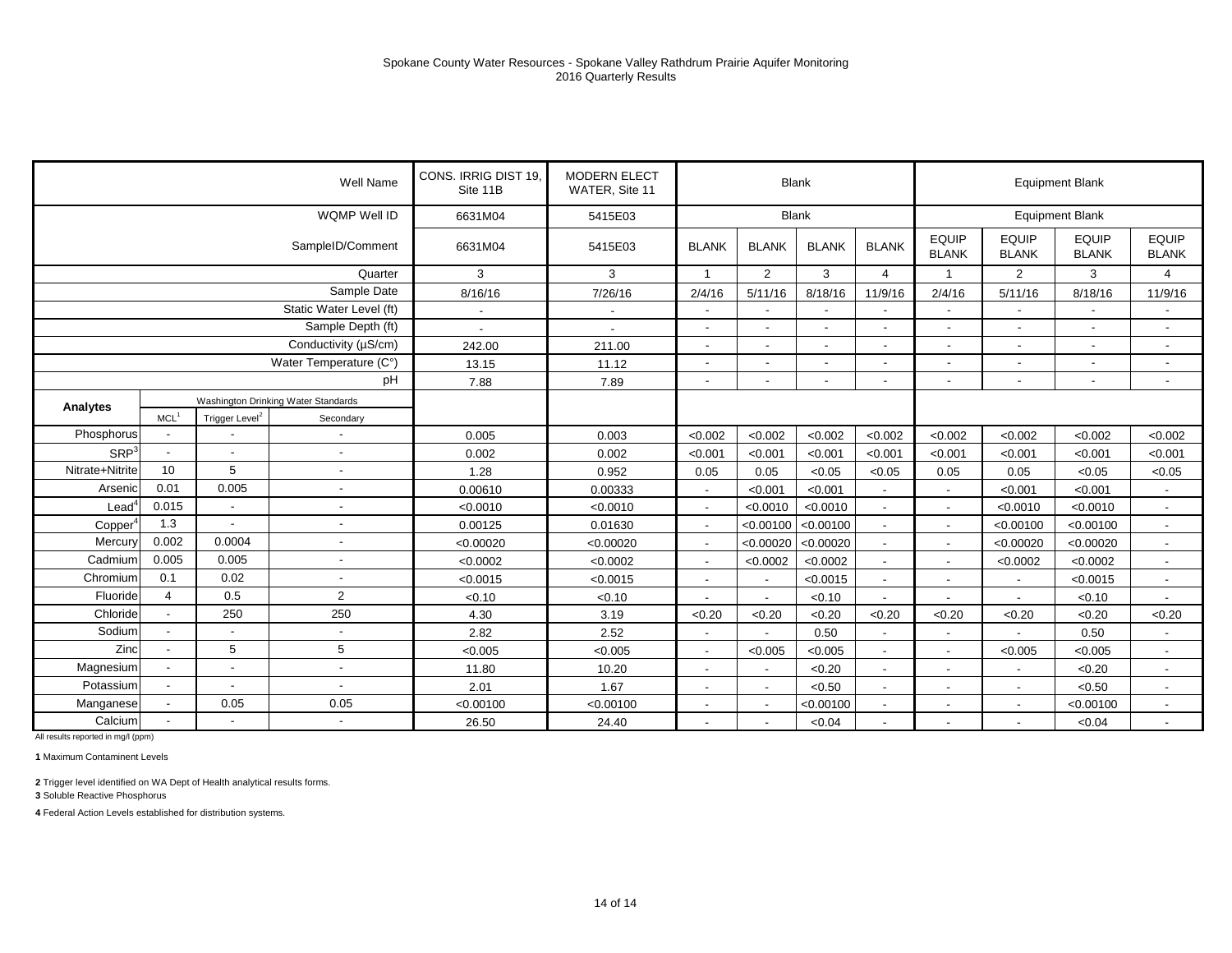Spokane County Water Resources - Spokane Valley Rathdrum Prairie Aquifer Monitoring
2016 Quarterly Results

| | | | Well Name | CONS. IRRIG DIST 19, Site 11B | MODERN ELECT WATER, Site 11 | Blank | | | | Equipment Blank | | | |
|---|---|---|---|---|---|---|---|---|---|---|---|---|---|
| | | | WQMP Well ID | 6631M04 | 5415E03 | Blank | | | | Equipment Blank | | | |
| | | | SampleID/Comment | 6631M04 | 5415E03 | BLANK | BLANK | BLANK | BLANK | EQUIP BLANK | EQUIP BLANK | EQUIP BLANK | EQUIP BLANK |
| | | | Quarter | 3 | 3 | 1 | 2 | 3 | 4 | 1 | 2 | 3 | 4 |
| | | | Sample Date | 8/16/16 | 7/26/16 | 2/4/16 | 5/11/16 | 8/18/16 | 11/9/16 | 2/4/16 | 5/11/16 | 8/18/16 | 11/9/16 |
| | | | Static Water Level (ft) | - | - | - | - | - | - | - | - | - | - |
| | | | Sample Depth (ft) | - | - | - | - | - | - | - | - | - | - |
| | | | Conductivity (µS/cm) | 242.00 | 211.00 | - | - | - | - | - | - | - | - |
| | | | Water Temperature (C°) | 13.15 | 11.12 | - | - | - | - | - | - | - | - |
| | | | pH | 7.88 | 7.89 | - | - | - | - | - | - | - | - |
| Analytes | Washington Drinking Water Standards | | | | | | | | | | | | |
| | MCL[1] | Trigger Level[2] | Secondary | | | | | | | | | | |
| Phosphorus | - | - | - | 0.005 | 0.003 | <0.002 | <0.002 | <0.002 | <0.002 | <0.002 | <0.002 | <0.002 | <0.002 |
| SRP[3] | - | - | - | 0.002 | 0.002 | <0.001 | <0.001 | <0.001 | <0.001 | <0.001 | <0.001 | <0.001 | <0.001 |
| Nitrate+Nitrite | 10 | 5 | - | 1.28 | 0.952 | 0.05 | 0.05 | <0.05 | <0.05 | 0.05 | 0.05 | <0.05 | <0.05 |
| Arsenic | 0.01 | 0.005 | - | 0.00610 | 0.00333 | - | <0.001 | <0.001 | - | - | <0.001 | <0.001 | - |
| Lead[4] | 0.015 | - | - | <0.0010 | <0.0010 | - | <0.0010 | <0.0010 | - | - | <0.0010 | <0.0010 | - |
| Copper[4] | 1.3 | - | - | 0.00125 | 0.01630 | - | <0.00100 | <0.00100 | - | - | <0.00100 | <0.00100 | - |
| Mercury | 0.002 | 0.0004 | - | <0.00020 | <0.00020 | - | <0.00020 | <0.00020 | - | - | <0.00020 | <0.00020 | - |
| Cadmium | 0.005 | 0.005 | - | <0.0002 | <0.0002 | - | <0.0002 | <0.0002 | - | - | <0.0002 | <0.0002 | - |
| Chromium | 0.1 | 0.02 | - | <0.0015 | <0.0015 | - | - | <0.0015 | - | - | - | <0.0015 | - |
| Fluoride | 4 | 0.5 | 2 | <0.10 | <0.10 | - | - | <0.10 | - | - | - | <0.10 | - |
| Chloride | - | 250 | 250 | 4.30 | 3.19 | <0.20 | <0.20 | <0.20 | <0.20 | <0.20 | <0.20 | <0.20 | <0.20 |
| Sodium | - | - | - | 2.82 | 2.52 | - | - | 0.50 | - | - | - | 0.50 | - |
| Zinc | - | 5 | 5 | <0.005 | <0.005 | - | <0.005 | <0.005 | - | - | <0.005 | <0.005 | - |
| Magnesium | - | - | - | 11.80 | 10.20 | - | - | <0.20 | - | - | - | <0.20 | - |
| Potassium | - | - | - | 2.01 | 1.67 | - | - | <0.50 | - | - | - | <0.50 | - |
| Manganese | - | 0.05 | 0.05 | <0.00100 | <0.00100 | - | - | <0.00100 | - | - | - | <0.00100 | - |
| Calcium | - | - | - | 26.50 | 24.40 | - | - | <0.04 | - | - | - | <0.04 | - |

All results reported in mg/l (ppm)

**1** Maximum Contaminent Levels

**2** Trigger level identified on WA Dept of Health analytical results forms.
**3** Soluble Reactive Phosphorus

**4** Federal Action Levels established for distribution systems.